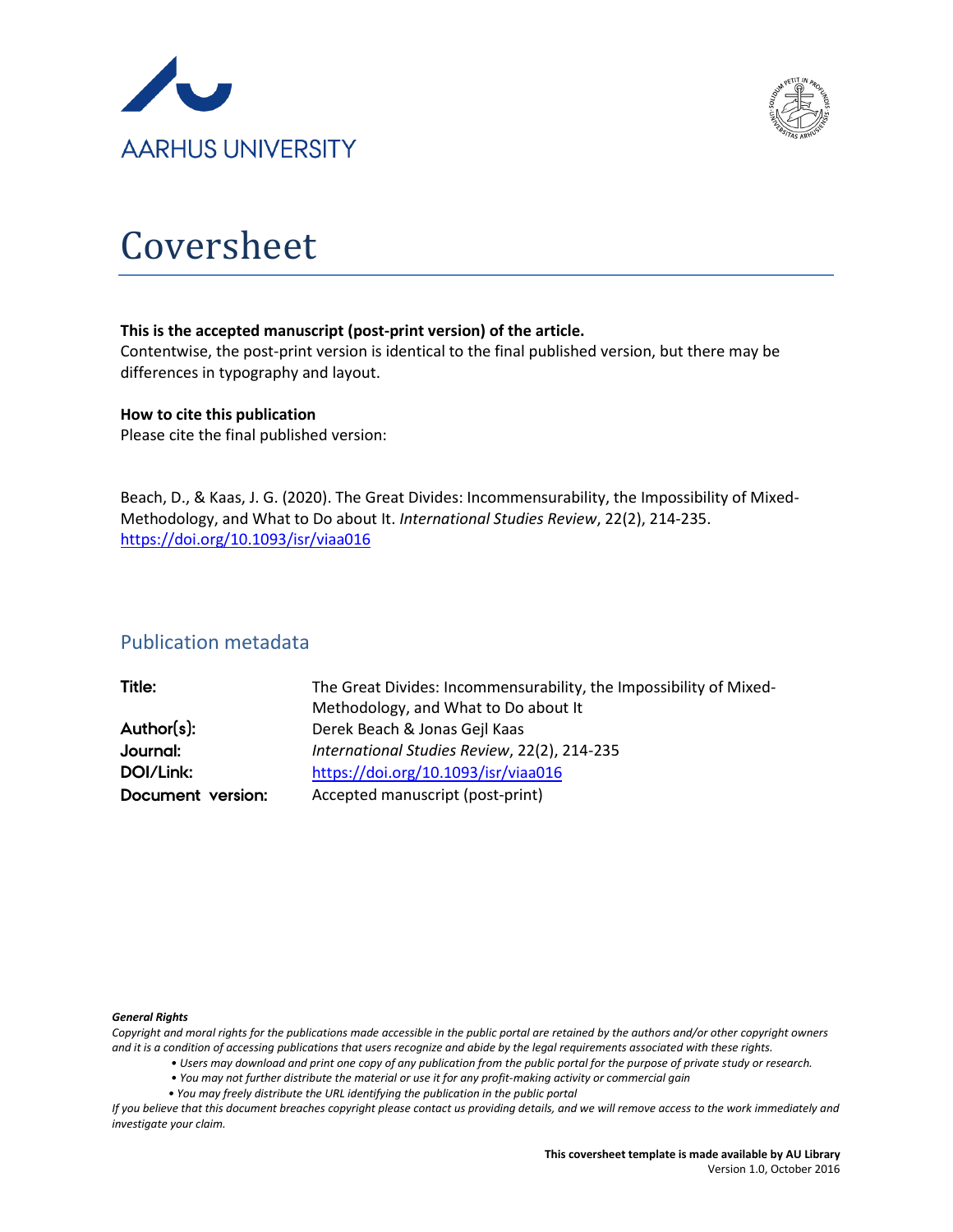AARHUS UNIVERSITY

# Coversheet

**This is the accepted manuscript (post-print version) of the article.**
Contentwise, the post-print version is identical to the final published version, but there may be differences in typography and layout.

**How to cite this publication**
Please cite the final published version:

Beach, D., & Kaas, J. G. (2020). The Great Divides: Incommensurability, the Impossibility of Mixed-Methodology, and What to Do about It. *International Studies Review*, 22(2), 214-235. https://doi.org/10.1093/isr/viaa016

## Publication metadata

| | |
|---|---|
| **Title:** | The Great Divides: Incommensurability, the Impossibility of Mixed-Methodology, and What to Do about It |
| **Author(s):** | Derek Beach & Jonas Gejl Kaas |
| **Journal:** | *International Studies Review*, 22(2), 214-235 |
| **DOI/Link:** | https://doi.org/10.1093/isr/viaa016 |
| **Document version:** | Accepted manuscript (post-print) |

***General Rights***

*Copyright and moral rights for the publications made accessible in the public portal are retained by the authors and/or other copyright owners and it is a condition of accessing publications that users recognize and abide by the legal requirements associated with these rights.*

- *Users may download and print one copy of any publication from the public portal for the purpose of private study or research.*
- *You may not further distribute the material or use it for any profit-making activity or commercial gain*
- *You may freely distribute the URL identifying the publication in the public portal*

*If you believe that this document breaches copyright please contact us providing details, and we will remove access to the work immediately and investigate your claim.*

**This coversheet template is made available by AU Library**
Version 1.0, October 2016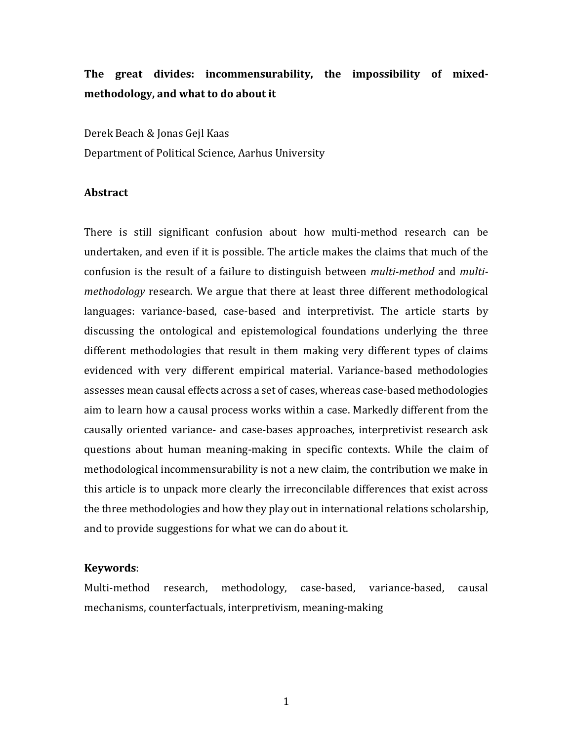**The great divides: incommensurability, the impossibility of mixed-methodology, and what to do about it**

Derek Beach & Jonas Gejl Kaas
Department of Political Science, Aarhus University

**Abstract**

There is still significant confusion about how multi-method research can be undertaken, and even if it is possible. The article makes the claims that much of the confusion is the result of a failure to distinguish between *multi-method* and *multi-methodology* research. We argue that there at least three different methodological languages: variance-based, case-based and interpretivist. The article starts by discussing the ontological and epistemological foundations underlying the three different methodologies that result in them making very different types of claims evidenced with very different empirical material. Variance-based methodologies assesses mean causal effects across a set of cases, whereas case-based methodologies aim to learn how a causal process works within a case. Markedly different from the causally oriented variance- and case-bases approaches, interpretivist research ask questions about human meaning-making in specific contexts. While the claim of methodological incommensurability is not a new claim, the contribution we make in this article is to unpack more clearly the irreconcilable differences that exist across the three methodologies and how they play out in international relations scholarship, and to provide suggestions for what we can do about it.

**Keywords**:
Multi-method research, methodology, case-based, variance-based, causal mechanisms, counterfactuals, interpretivism, meaning-making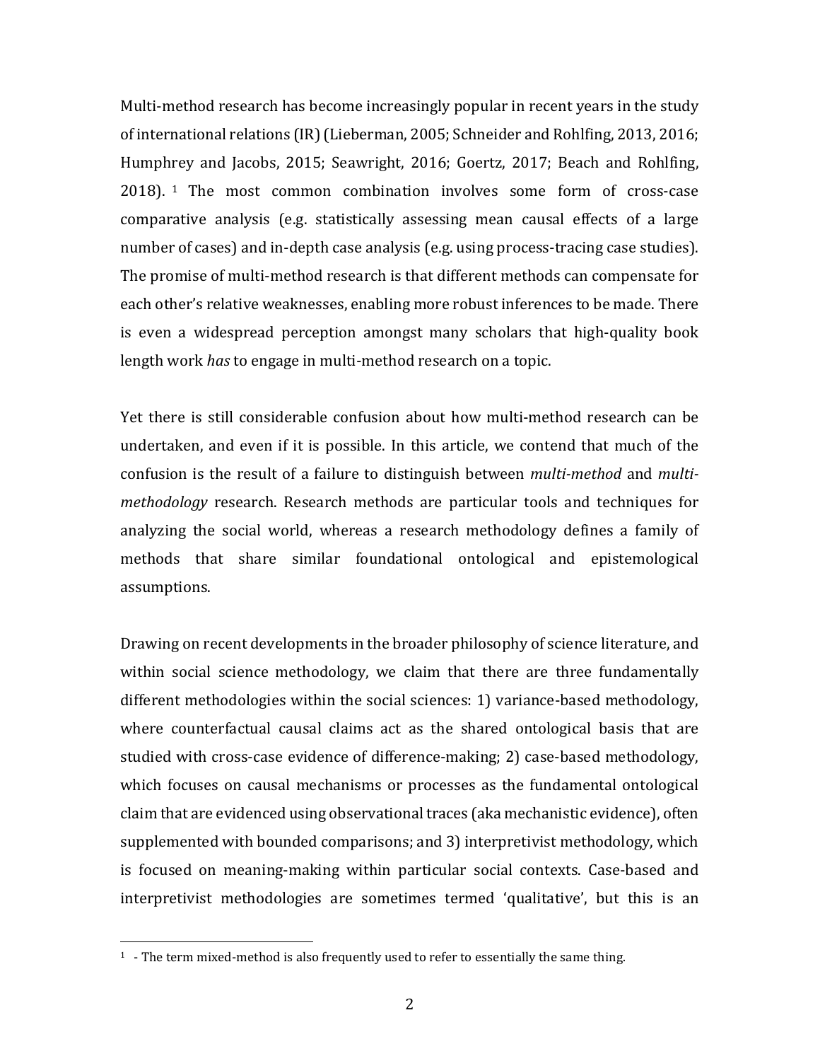Multi-method research has become increasingly popular in recent years in the study of international relations (IR) (Lieberman, 2005; Schneider and Rohlfing, 2013, 2016; Humphrey and Jacobs, 2015; Seawright, 2016; Goertz, 2017; Beach and Rohlfing, 2018).[1] The most common combination involves some form of cross-case comparative analysis (e.g. statistically assessing mean causal effects of a large number of cases) and in-depth case analysis (e.g. using process-tracing case studies). The promise of multi-method research is that different methods can compensate for each other's relative weaknesses, enabling more robust inferences to be made. There is even a widespread perception amongst many scholars that high-quality book length work *has* to engage in multi-method research on a topic.

Yet there is still considerable confusion about how multi-method research can be undertaken, and even if it is possible. In this article, we contend that much of the confusion is the result of a failure to distinguish between *multi-method* and *multi-methodology* research. Research methods are particular tools and techniques for analyzing the social world, whereas a research methodology defines a family of methods that share similar foundational ontological and epistemological assumptions.

Drawing on recent developments in the broader philosophy of science literature, and within social science methodology, we claim that there are three fundamentally different methodologies within the social sciences: 1) variance-based methodology, where counterfactual causal claims act as the shared ontological basis that are studied with cross-case evidence of difference-making; 2) case-based methodology, which focuses on causal mechanisms or processes as the fundamental ontological claim that are evidenced using observational traces (aka mechanistic evidence), often supplemented with bounded comparisons; and 3) interpretivist methodology, which is focused on meaning-making within particular social contexts. Case-based and interpretivist methodologies are sometimes termed 'qualitative', but this is an

[1] - The term mixed-method is also frequently used to refer to essentially the same thing.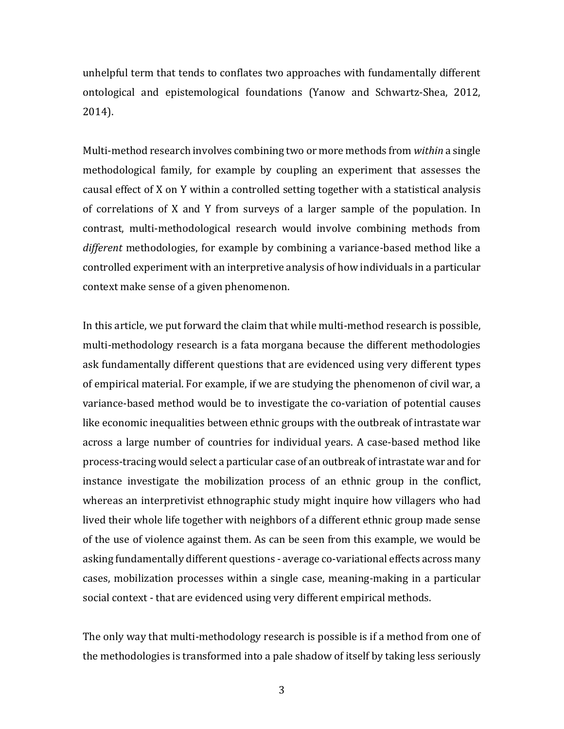unhelpful term that tends to conflates two approaches with fundamentally different ontological and epistemological foundations (Yanow and Schwartz-Shea, 2012, 2014).

Multi-method research involves combining two or more methods from *within* a single methodological family, for example by coupling an experiment that assesses the causal effect of X on Y within a controlled setting together with a statistical analysis of correlations of X and Y from surveys of a larger sample of the population. In contrast, multi-methodological research would involve combining methods from *different* methodologies, for example by combining a variance-based method like a controlled experiment with an interpretive analysis of how individuals in a particular context make sense of a given phenomenon.

In this article, we put forward the claim that while multi-method research is possible, multi-methodology research is a fata morgana because the different methodologies ask fundamentally different questions that are evidenced using very different types of empirical material. For example, if we are studying the phenomenon of civil war, a variance-based method would be to investigate the co-variation of potential causes like economic inequalities between ethnic groups with the outbreak of intrastate war across a large number of countries for individual years. A case-based method like process-tracing would select a particular case of an outbreak of intrastate war and for instance investigate the mobilization process of an ethnic group in the conflict, whereas an interpretivist ethnographic study might inquire how villagers who had lived their whole life together with neighbors of a different ethnic group made sense of the use of violence against them. As can be seen from this example, we would be asking fundamentally different questions - average co-variational effects across many cases, mobilization processes within a single case, meaning-making in a particular social context - that are evidenced using very different empirical methods.

The only way that multi-methodology research is possible is if a method from one of the methodologies is transformed into a pale shadow of itself by taking less seriously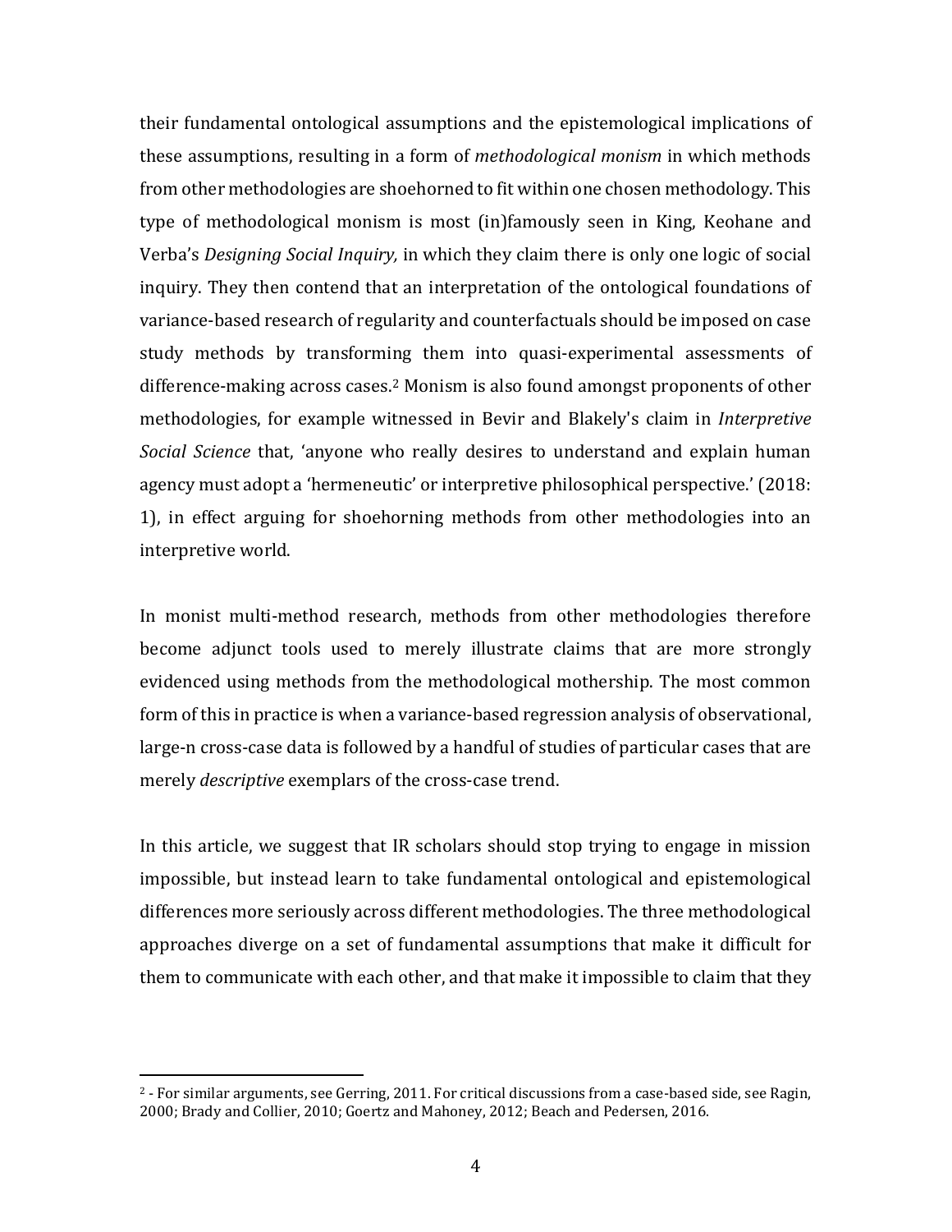their fundamental ontological assumptions and the epistemological implications of these assumptions, resulting in a form of *methodological monism* in which methods from other methodologies are shoehorned to fit within one chosen methodology. This type of methodological monism is most (in)famously seen in King, Keohane and Verba's *Designing Social Inquiry,* in which they claim there is only one logic of social inquiry. They then contend that an interpretation of the ontological foundations of variance-based research of regularity and counterfactuals should be imposed on case study methods by transforming them into quasi-experimental assessments of difference-making across cases.[2] Monism is also found amongst proponents of other methodologies, for example witnessed in Bevir and Blakely's claim in *Interpretive Social Science* that, 'anyone who really desires to understand and explain human agency must adopt a 'hermeneutic' or interpretive philosophical perspective.' (2018: 1), in effect arguing for shoehorning methods from other methodologies into an interpretive world.

In monist multi-method research, methods from other methodologies therefore become adjunct tools used to merely illustrate claims that are more strongly evidenced using methods from the methodological mothership. The most common form of this in practice is when a variance-based regression analysis of observational, large-n cross-case data is followed by a handful of studies of particular cases that are merely *descriptive* exemplars of the cross-case trend.

In this article, we suggest that IR scholars should stop trying to engage in mission impossible, but instead learn to take fundamental ontological and epistemological differences more seriously across different methodologies. The three methodological approaches diverge on a set of fundamental assumptions that make it difficult for them to communicate with each other, and that make it impossible to claim that they

[2] - For similar arguments, see Gerring, 2011. For critical discussions from a case-based side, see Ragin, 2000; Brady and Collier, 2010; Goertz and Mahoney, 2012; Beach and Pedersen, 2016.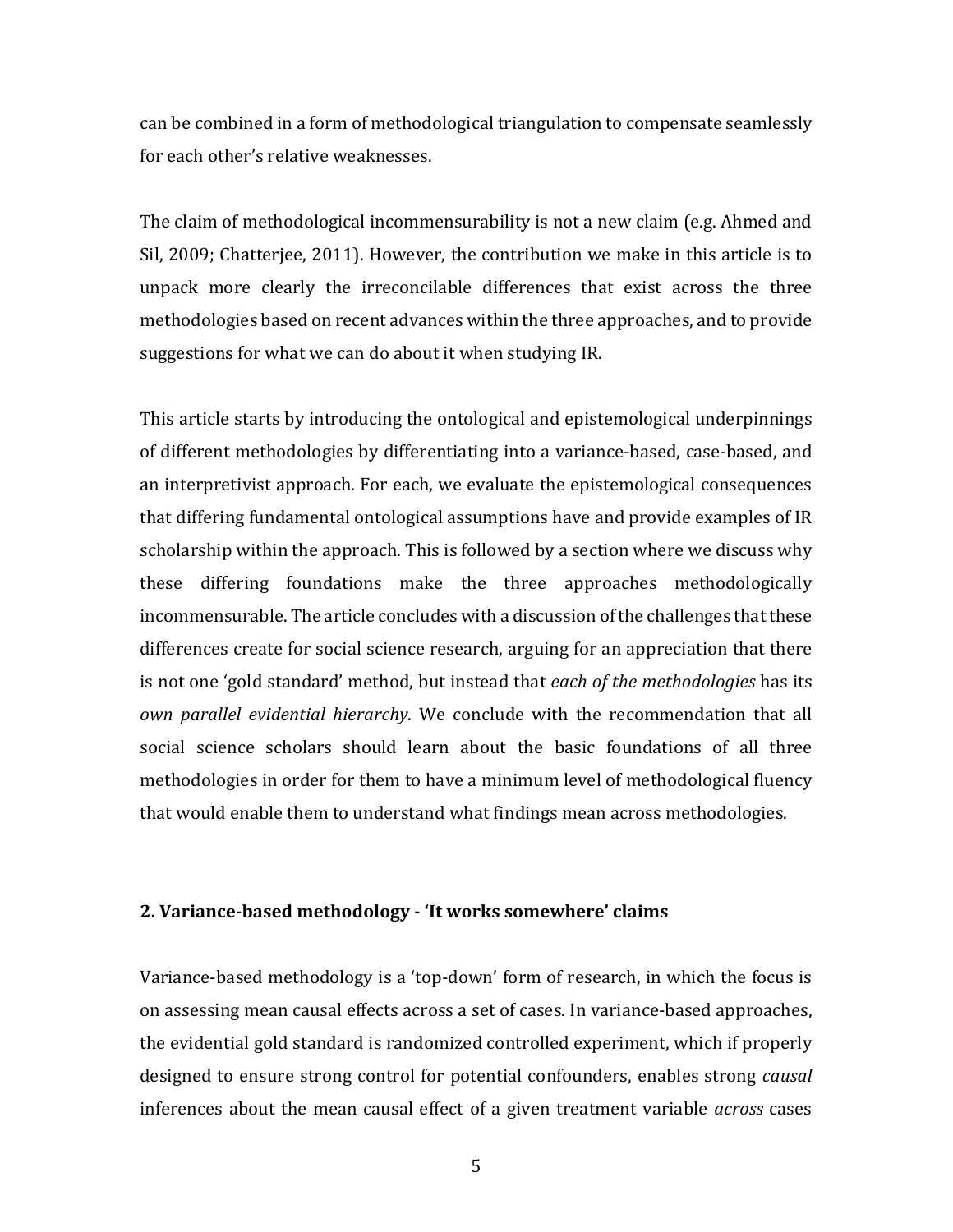can be combined in a form of methodological triangulation to compensate seamlessly for each other's relative weaknesses.

The claim of methodological incommensurability is not a new claim (e.g. Ahmed and Sil, 2009; Chatterjee, 2011). However, the contribution we make in this article is to unpack more clearly the irreconcilable differences that exist across the three methodologies based on recent advances within the three approaches, and to provide suggestions for what we can do about it when studying IR.

This article starts by introducing the ontological and epistemological underpinnings of different methodologies by differentiating into a variance-based, case-based, and an interpretivist approach. For each, we evaluate the epistemological consequences that differing fundamental ontological assumptions have and provide examples of IR scholarship within the approach. This is followed by a section where we discuss why these differing foundations make the three approaches methodologically incommensurable. The article concludes with a discussion of the challenges that these differences create for social science research, arguing for an appreciation that there is not one 'gold standard' method, but instead that *each of the methodologies* has its *own parallel evidential hierarchy*. We conclude with the recommendation that all social science scholars should learn about the basic foundations of all three methodologies in order for them to have a minimum level of methodological fluency that would enable them to understand what findings mean across methodologies.

## 2. Variance-based methodology - 'It works somewhere' claims

Variance-based methodology is a 'top-down' form of research, in which the focus is on assessing mean causal effects across a set of cases. In variance-based approaches, the evidential gold standard is randomized controlled experiment, which if properly designed to ensure strong control for potential confounders, enables strong *causal* inferences about the mean causal effect of a given treatment variable *across* cases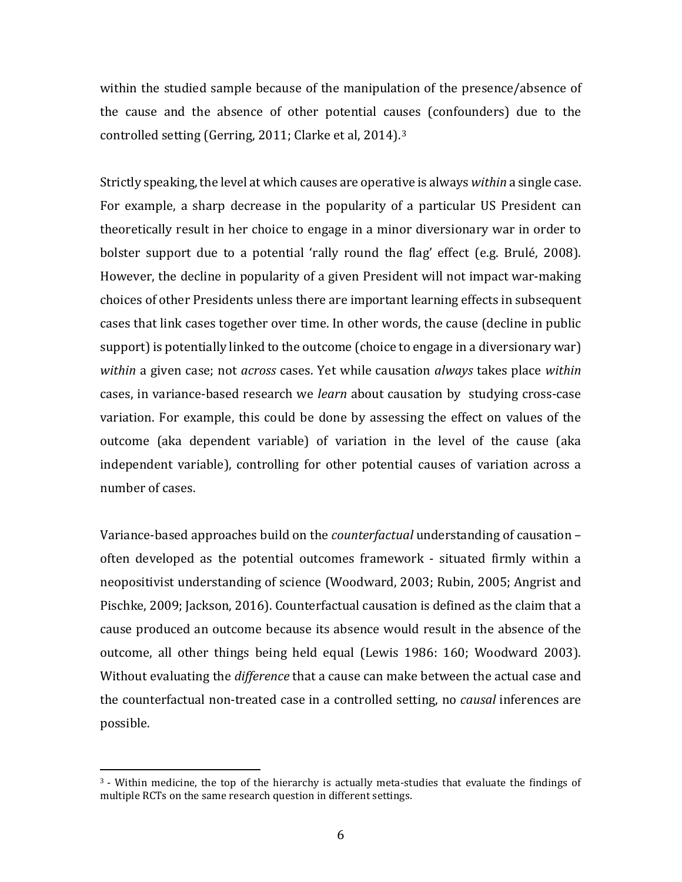within the studied sample because of the manipulation of the presence/absence of the cause and the absence of other potential causes (confounders) due to the controlled setting (Gerring, 2011; Clarke et al, 2014).[3]

Strictly speaking, the level at which causes are operative is always *within* a single case. For example, a sharp decrease in the popularity of a particular US President can theoretically result in her choice to engage in a minor diversionary war in order to bolster support due to a potential 'rally round the flag' effect (e.g. Brulé, 2008). However, the decline in popularity of a given President will not impact war-making choices of other Presidents unless there are important learning effects in subsequent cases that link cases together over time. In other words, the cause (decline in public support) is potentially linked to the outcome (choice to engage in a diversionary war) *within* a given case; not *across* cases. Yet while causation *always* takes place *within* cases, in variance-based research we *learn* about causation by studying cross-case variation. For example, this could be done by assessing the effect on values of the outcome (aka dependent variable) of variation in the level of the cause (aka independent variable), controlling for other potential causes of variation across a number of cases.

Variance-based approaches build on the *counterfactual* understanding of causation – often developed as the potential outcomes framework - situated firmly within a neopositivist understanding of science (Woodward, 2003; Rubin, 2005; Angrist and Pischke, 2009; Jackson, 2016). Counterfactual causation is defined as the claim that a cause produced an outcome because its absence would result in the absence of the outcome, all other things being held equal (Lewis 1986: 160; Woodward 2003). Without evaluating the *difference* that a cause can make between the actual case and the counterfactual non-treated case in a controlled setting, no *causal* inferences are possible.

---

[3] - Within medicine, the top of the hierarchy is actually meta-studies that evaluate the findings of multiple RCTs on the same research question in different settings.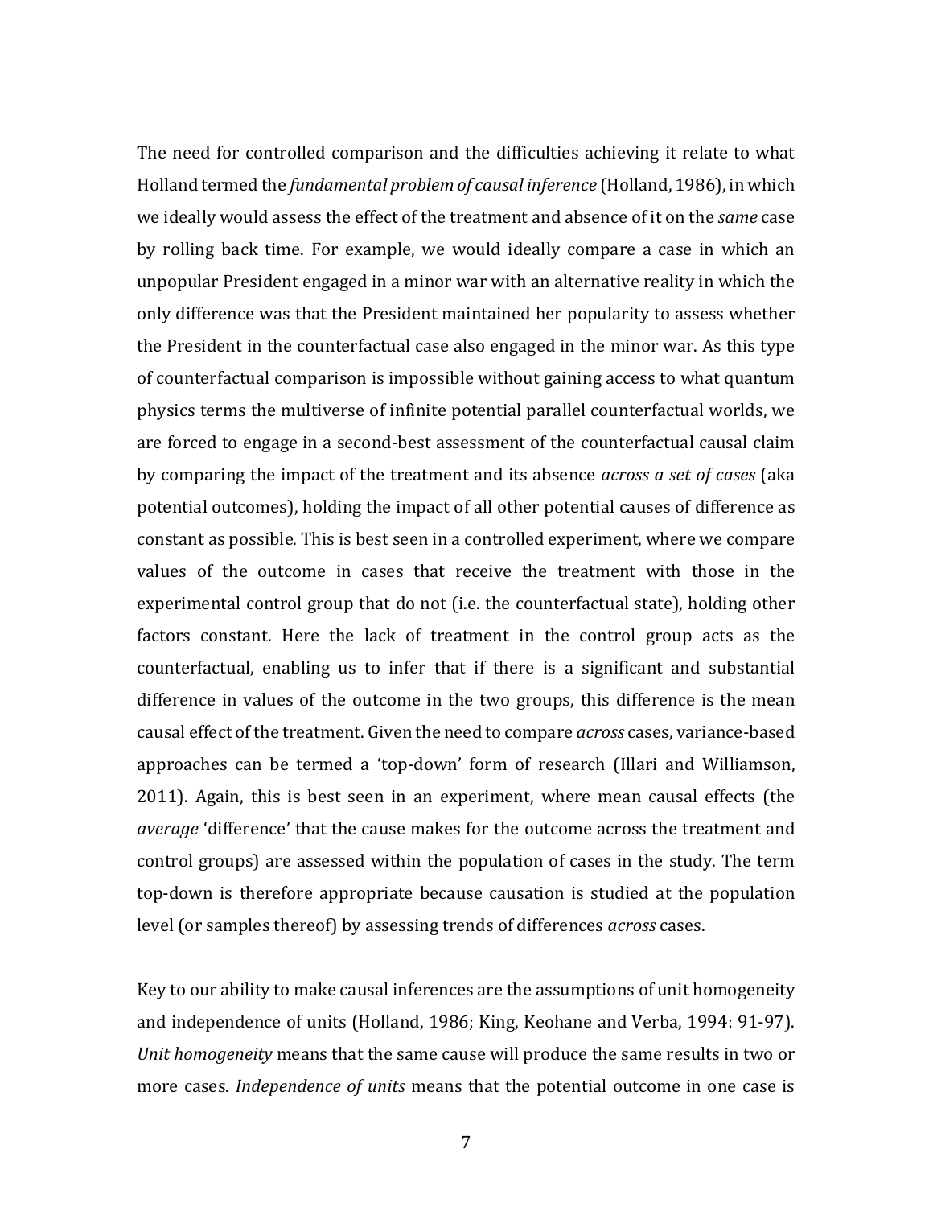The need for controlled comparison and the difficulties achieving it relate to what Holland termed the *fundamental problem of causal inference* (Holland, 1986), in which we ideally would assess the effect of the treatment and absence of it on the *same* case by rolling back time. For example, we would ideally compare a case in which an unpopular President engaged in a minor war with an alternative reality in which the only difference was that the President maintained her popularity to assess whether the President in the counterfactual case also engaged in the minor war. As this type of counterfactual comparison is impossible without gaining access to what quantum physics terms the multiverse of infinite potential parallel counterfactual worlds, we are forced to engage in a second-best assessment of the counterfactual causal claim by comparing the impact of the treatment and its absence *across a set of cases* (aka potential outcomes), holding the impact of all other potential causes of difference as constant as possible. This is best seen in a controlled experiment, where we compare values of the outcome in cases that receive the treatment with those in the experimental control group that do not (i.e. the counterfactual state), holding other factors constant. Here the lack of treatment in the control group acts as the counterfactual, enabling us to infer that if there is a significant and substantial difference in values of the outcome in the two groups, this difference is the mean causal effect of the treatment. Given the need to compare *across* cases, variance-based approaches can be termed a 'top-down' form of research (Illari and Williamson, 2011). Again, this is best seen in an experiment, where mean causal effects (the *average* 'difference' that the cause makes for the outcome across the treatment and control groups) are assessed within the population of cases in the study. The term top-down is therefore appropriate because causation is studied at the population level (or samples thereof) by assessing trends of differences *across* cases.

Key to our ability to make causal inferences are the assumptions of unit homogeneity and independence of units (Holland, 1986; King, Keohane and Verba, 1994: 91-97). *Unit homogeneity* means that the same cause will produce the same results in two or more cases. *Independence of units* means that the potential outcome in one case is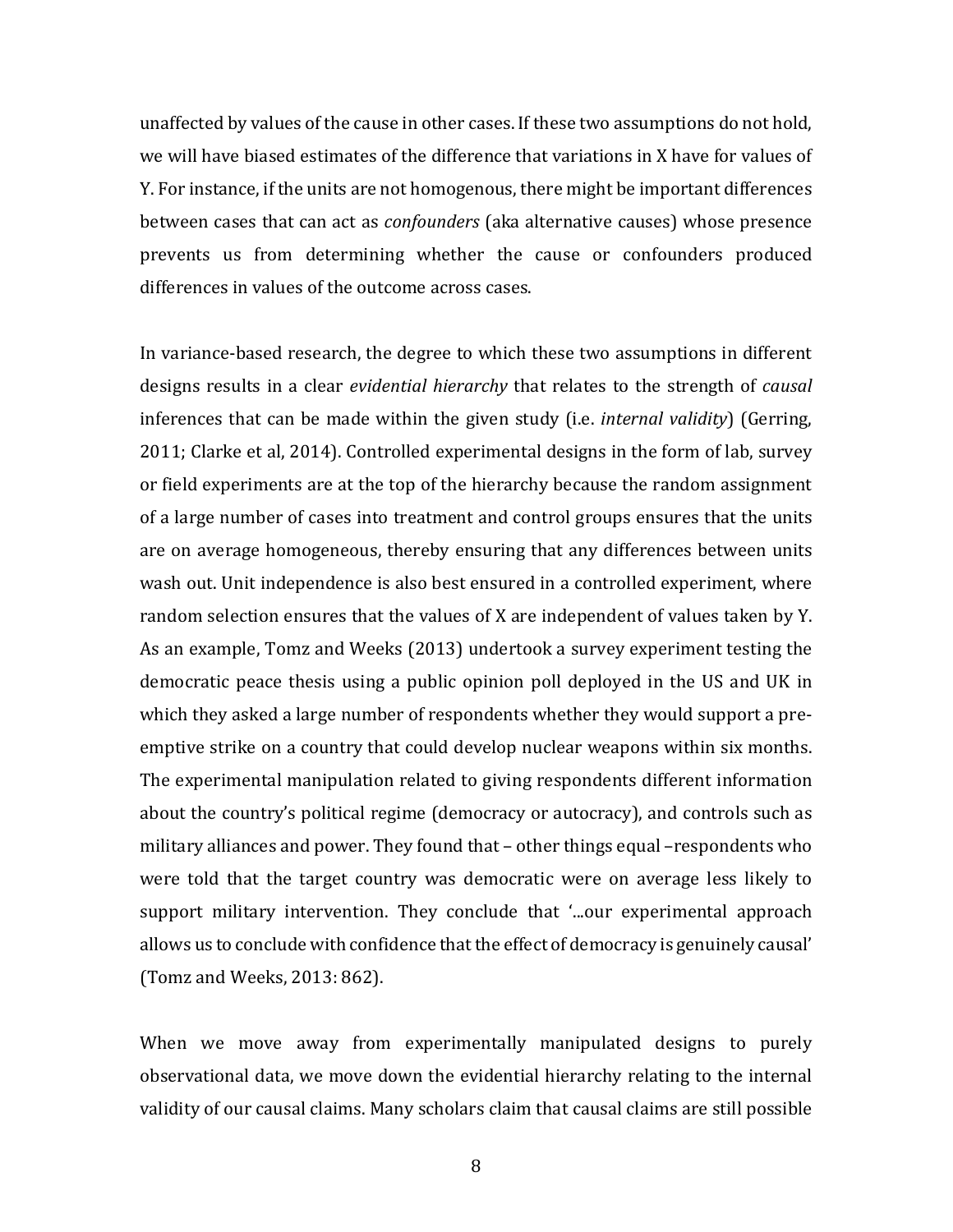unaffected by values of the cause in other cases. If these two assumptions do not hold, we will have biased estimates of the difference that variations in X have for values of Y. For instance, if the units are not homogenous, there might be important differences between cases that can act as *confounders* (aka alternative causes) whose presence prevents us from determining whether the cause or confounders produced differences in values of the outcome across cases.

In variance-based research, the degree to which these two assumptions in different designs results in a clear *evidential hierarchy* that relates to the strength of *causal* inferences that can be made within the given study (i.e. *internal validity*) (Gerring, 2011; Clarke et al, 2014). Controlled experimental designs in the form of lab, survey or field experiments are at the top of the hierarchy because the random assignment of a large number of cases into treatment and control groups ensures that the units are on average homogeneous, thereby ensuring that any differences between units wash out. Unit independence is also best ensured in a controlled experiment, where random selection ensures that the values of X are independent of values taken by Y. As an example, Tomz and Weeks (2013) undertook a survey experiment testing the democratic peace thesis using a public opinion poll deployed in the US and UK in which they asked a large number of respondents whether they would support a pre-emptive strike on a country that could develop nuclear weapons within six months. The experimental manipulation related to giving respondents different information about the country's political regime (democracy or autocracy), and controls such as military alliances and power. They found that – other things equal –respondents who were told that the target country was democratic were on average less likely to support military intervention. They conclude that '...our experimental approach allows us to conclude with confidence that the effect of democracy is genuinely causal' (Tomz and Weeks, 2013: 862).

When we move away from experimentally manipulated designs to purely observational data, we move down the evidential hierarchy relating to the internal validity of our causal claims. Many scholars claim that causal claims are still possible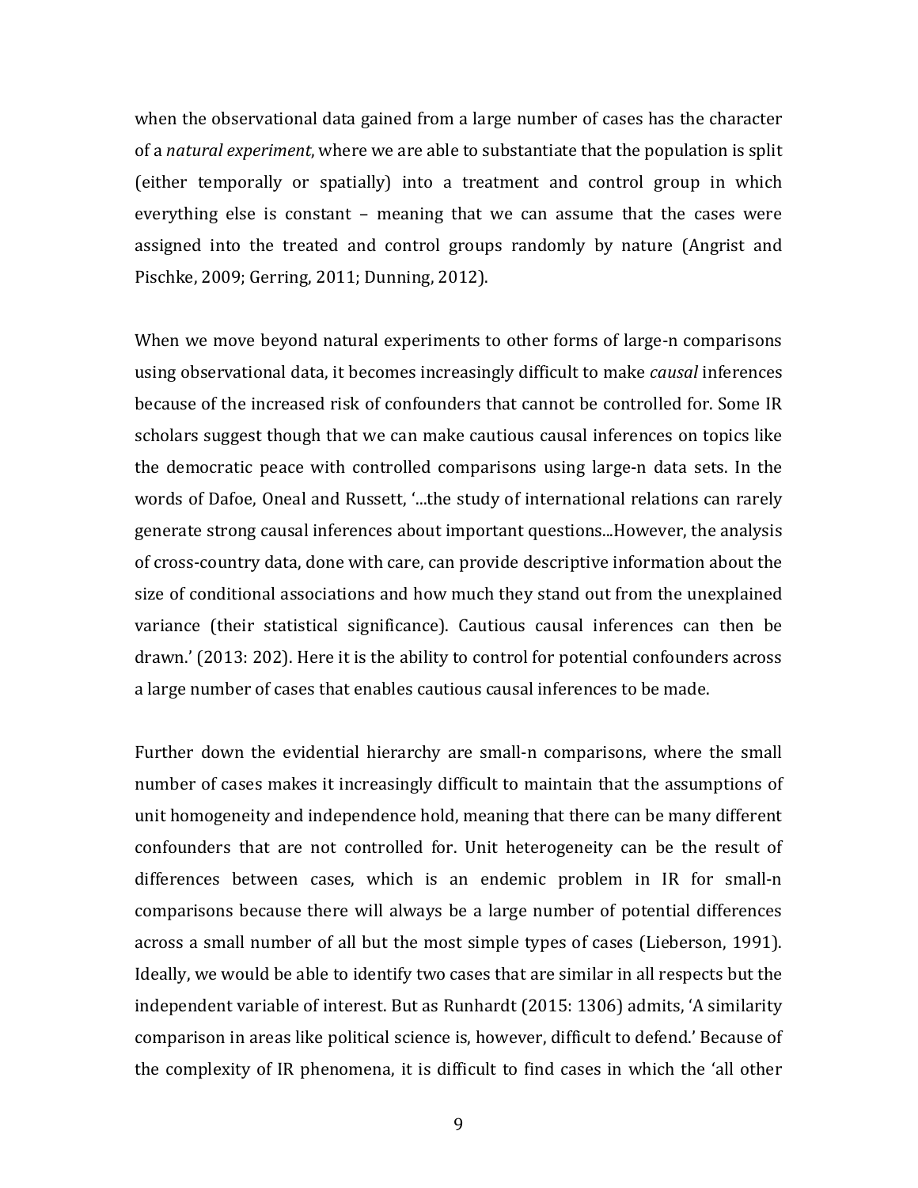when the observational data gained from a large number of cases has the character of a *natural experiment*, where we are able to substantiate that the population is split (either temporally or spatially) into a treatment and control group in which everything else is constant – meaning that we can assume that the cases were assigned into the treated and control groups randomly by nature (Angrist and Pischke, 2009; Gerring, 2011; Dunning, 2012).

When we move beyond natural experiments to other forms of large-n comparisons using observational data, it becomes increasingly difficult to make *causal* inferences because of the increased risk of confounders that cannot be controlled for. Some IR scholars suggest though that we can make cautious causal inferences on topics like the democratic peace with controlled comparisons using large-n data sets. In the words of Dafoe, Oneal and Russett, '...the study of international relations can rarely generate strong causal inferences about important questions...However, the analysis of cross-country data, done with care, can provide descriptive information about the size of conditional associations and how much they stand out from the unexplained variance (their statistical significance). Cautious causal inferences can then be drawn.' (2013: 202). Here it is the ability to control for potential confounders across a large number of cases that enables cautious causal inferences to be made.

Further down the evidential hierarchy are small-n comparisons, where the small number of cases makes it increasingly difficult to maintain that the assumptions of unit homogeneity and independence hold, meaning that there can be many different confounders that are not controlled for. Unit heterogeneity can be the result of differences between cases, which is an endemic problem in IR for small-n comparisons because there will always be a large number of potential differences across a small number of all but the most simple types of cases (Lieberson, 1991). Ideally, we would be able to identify two cases that are similar in all respects but the independent variable of interest. But as Runhardt (2015: 1306) admits, 'A similarity comparison in areas like political science is, however, difficult to defend.' Because of the complexity of IR phenomena, it is difficult to find cases in which the 'all other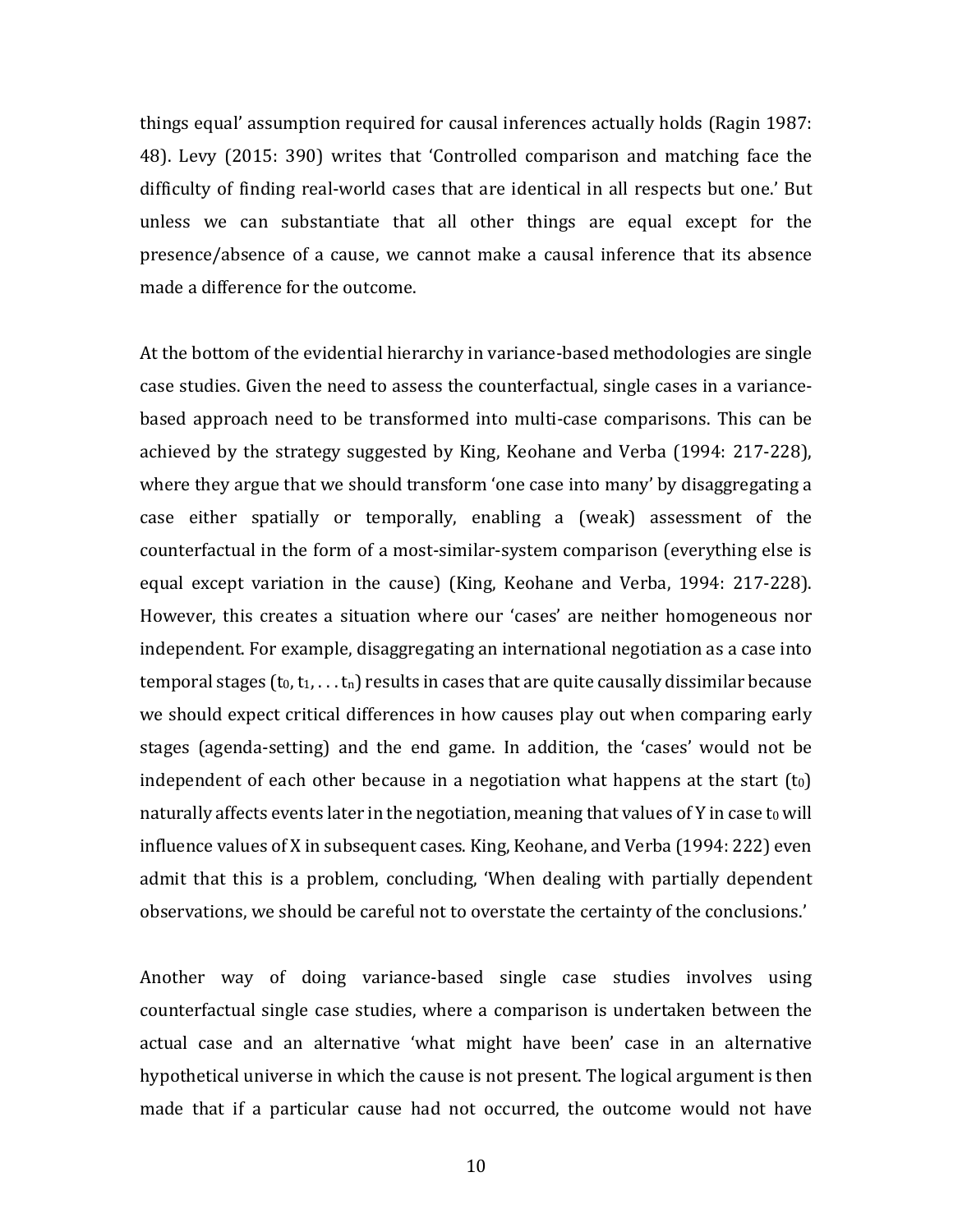things equal' assumption required for causal inferences actually holds (Ragin 1987: 48). Levy (2015: 390) writes that 'Controlled comparison and matching face the difficulty of finding real-world cases that are identical in all respects but one.' But unless we can substantiate that all other things are equal except for the presence/absence of a cause, we cannot make a causal inference that its absence made a difference for the outcome.

At the bottom of the evidential hierarchy in variance-based methodologies are single case studies. Given the need to assess the counterfactual, single cases in a variance-based approach need to be transformed into multi-case comparisons. This can be achieved by the strategy suggested by King, Keohane and Verba (1994: 217-228), where they argue that we should transform 'one case into many' by disaggregating a case either spatially or temporally, enabling a (weak) assessment of the counterfactual in the form of a most-similar-system comparison (everything else is equal except variation in the cause) (King, Keohane and Verba, 1994: 217-228). However, this creates a situation where our 'cases' are neither homogeneous nor independent. For example, disaggregating an international negotiation as a case into temporal stages ($t_0, t_1, \ldots t_n$) results in cases that are quite causally dissimilar because we should expect critical differences in how causes play out when comparing early stages (agenda-setting) and the end game. In addition, the 'cases' would not be independent of each other because in a negotiation what happens at the start ($t_0$) naturally affects events later in the negotiation, meaning that values of Y in case $t_0$ will influence values of X in subsequent cases. King, Keohane, and Verba (1994: 222) even admit that this is a problem, concluding, 'When dealing with partially dependent observations, we should be careful not to overstate the certainty of the conclusions.'

Another way of doing variance-based single case studies involves using counterfactual single case studies, where a comparison is undertaken between the actual case and an alternative 'what might have been' case in an alternative hypothetical universe in which the cause is not present. The logical argument is then made that if a particular cause had not occurred, the outcome would not have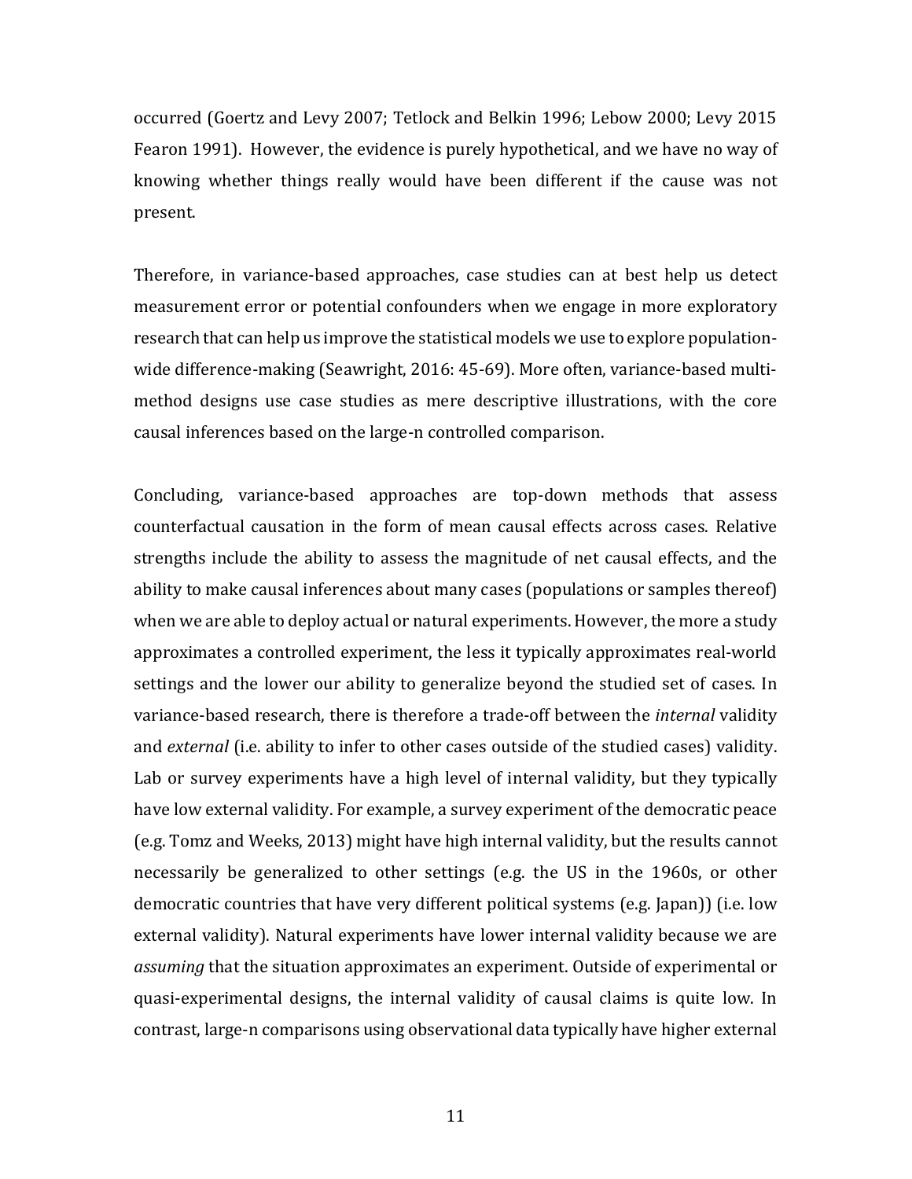occurred (Goertz and Levy 2007; Tetlock and Belkin 1996; Lebow 2000; Levy 2015 Fearon 1991). However, the evidence is purely hypothetical, and we have no way of knowing whether things really would have been different if the cause was not present.

Therefore, in variance-based approaches, case studies can at best help us detect measurement error or potential confounders when we engage in more exploratory research that can help us improve the statistical models we use to explore population-wide difference-making (Seawright, 2016: 45-69). More often, variance-based multi-method designs use case studies as mere descriptive illustrations, with the core causal inferences based on the large-n controlled comparison.

Concluding, variance-based approaches are top-down methods that assess counterfactual causation in the form of mean causal effects across cases. Relative strengths include the ability to assess the magnitude of net causal effects, and the ability to make causal inferences about many cases (populations or samples thereof) when we are able to deploy actual or natural experiments. However, the more a study approximates a controlled experiment, the less it typically approximates real-world settings and the lower our ability to generalize beyond the studied set of cases. In variance-based research, there is therefore a trade-off between the *internal* validity and *external* (i.e. ability to infer to other cases outside of the studied cases) validity. Lab or survey experiments have a high level of internal validity, but they typically have low external validity. For example, a survey experiment of the democratic peace (e.g. Tomz and Weeks, 2013) might have high internal validity, but the results cannot necessarily be generalized to other settings (e.g. the US in the 1960s, or other democratic countries that have very different political systems (e.g. Japan)) (i.e. low external validity). Natural experiments have lower internal validity because we are *assuming* that the situation approximates an experiment. Outside of experimental or quasi-experimental designs, the internal validity of causal claims is quite low. In contrast, large-n comparisons using observational data typically have higher external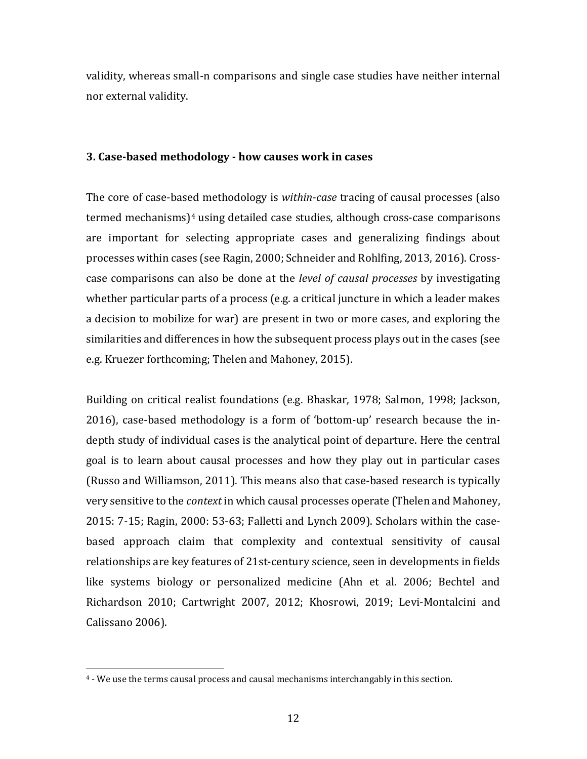validity, whereas small-n comparisons and single case studies have neither internal nor external validity.

### 3. Case-based methodology - how causes work in cases

The core of case-based methodology is *within-case* tracing of causal processes (also termed mechanisms)[4] using detailed case studies, although cross-case comparisons are important for selecting appropriate cases and generalizing findings about processes within cases (see Ragin, 2000; Schneider and Rohlfing, 2013, 2016). Cross-case comparisons can also be done at the *level of causal processes* by investigating whether particular parts of a process (e.g. a critical juncture in which a leader makes a decision to mobilize for war) are present in two or more cases, and exploring the similarities and differences in how the subsequent process plays out in the cases (see e.g. Kruezer forthcoming; Thelen and Mahoney, 2015).

Building on critical realist foundations (e.g. Bhaskar, 1978; Salmon, 1998; Jackson, 2016), case-based methodology is a form of 'bottom-up' research because the in-depth study of individual cases is the analytical point of departure. Here the central goal is to learn about causal processes and how they play out in particular cases (Russo and Williamson, 2011). This means also that case-based research is typically very sensitive to the *context* in which causal processes operate (Thelen and Mahoney, 2015: 7-15; Ragin, 2000: 53-63; Falletti and Lynch 2009). Scholars within the case-based approach claim that complexity and contextual sensitivity of causal relationships are key features of 21st-century science, seen in developments in fields like systems biology or personalized medicine (Ahn et al. 2006; Bechtel and Richardson 2010; Cartwright 2007, 2012; Khosrowi, 2019; Levi-Montalcini and Calissano 2006).

---

[4] - We use the terms causal process and causal mechanisms interchangably in this section.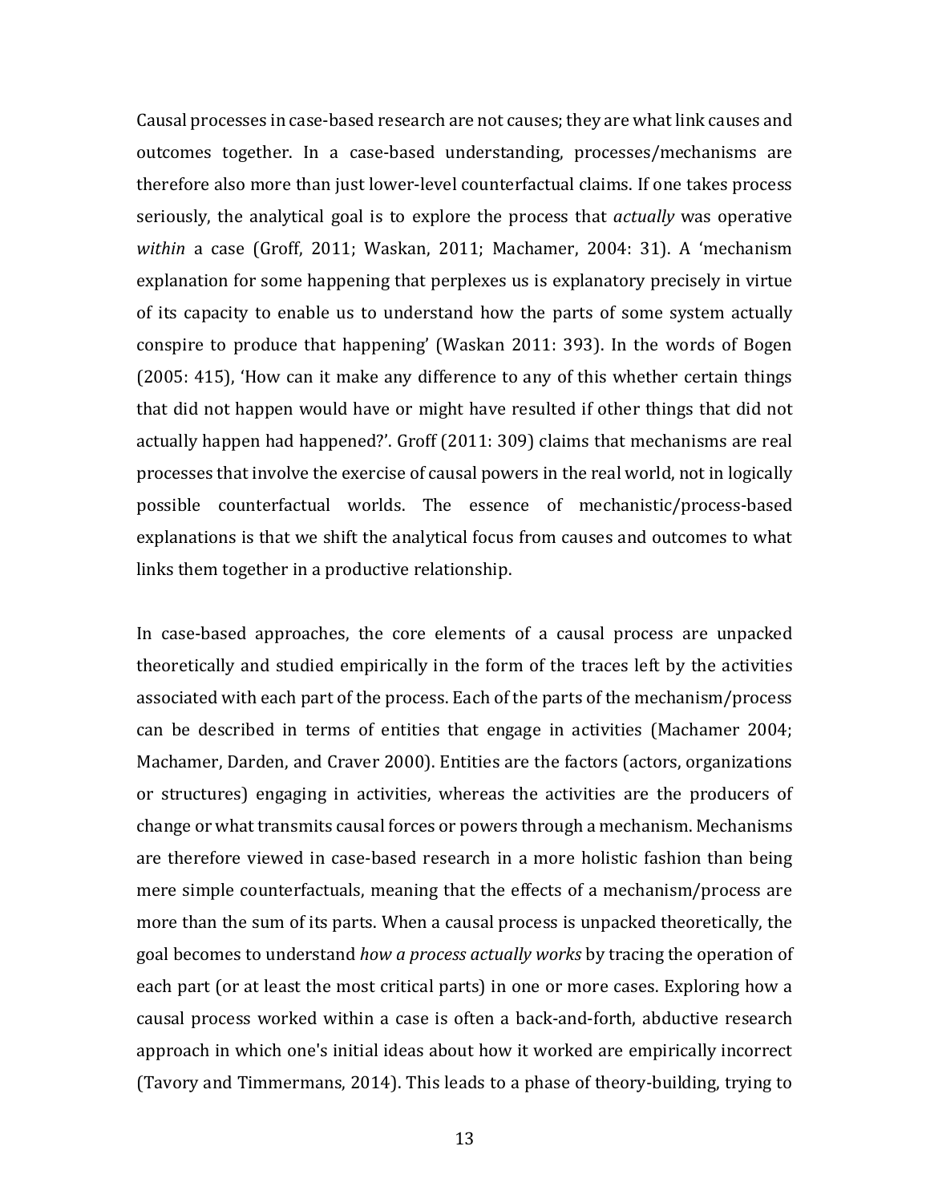Causal processes in case-based research are not causes; they are what link causes and outcomes together. In a case-based understanding, processes/mechanisms are therefore also more than just lower-level counterfactual claims. If one takes process seriously, the analytical goal is to explore the process that *actually* was operative *within* a case (Groff, 2011; Waskan, 2011; Machamer, 2004: 31). A 'mechanism explanation for some happening that perplexes us is explanatory precisely in virtue of its capacity to enable us to understand how the parts of some system actually conspire to produce that happening' (Waskan 2011: 393). In the words of Bogen (2005: 415), 'How can it make any difference to any of this whether certain things that did not happen would have or might have resulted if other things that did not actually happen had happened?'. Groff (2011: 309) claims that mechanisms are real processes that involve the exercise of causal powers in the real world, not in logically possible counterfactual worlds. The essence of mechanistic/process-based explanations is that we shift the analytical focus from causes and outcomes to what links them together in a productive relationship.

In case-based approaches, the core elements of a causal process are unpacked theoretically and studied empirically in the form of the traces left by the activities associated with each part of the process. Each of the parts of the mechanism/process can be described in terms of entities that engage in activities (Machamer 2004; Machamer, Darden, and Craver 2000). Entities are the factors (actors, organizations or structures) engaging in activities, whereas the activities are the producers of change or what transmits causal forces or powers through a mechanism. Mechanisms are therefore viewed in case-based research in a more holistic fashion than being mere simple counterfactuals, meaning that the effects of a mechanism/process are more than the sum of its parts. When a causal process is unpacked theoretically, the goal becomes to understand *how a process actually works* by tracing the operation of each part (or at least the most critical parts) in one or more cases. Exploring how a causal process worked within a case is often a back-and-forth, abductive research approach in which one's initial ideas about how it worked are empirically incorrect (Tavory and Timmermans, 2014). This leads to a phase of theory-building, trying to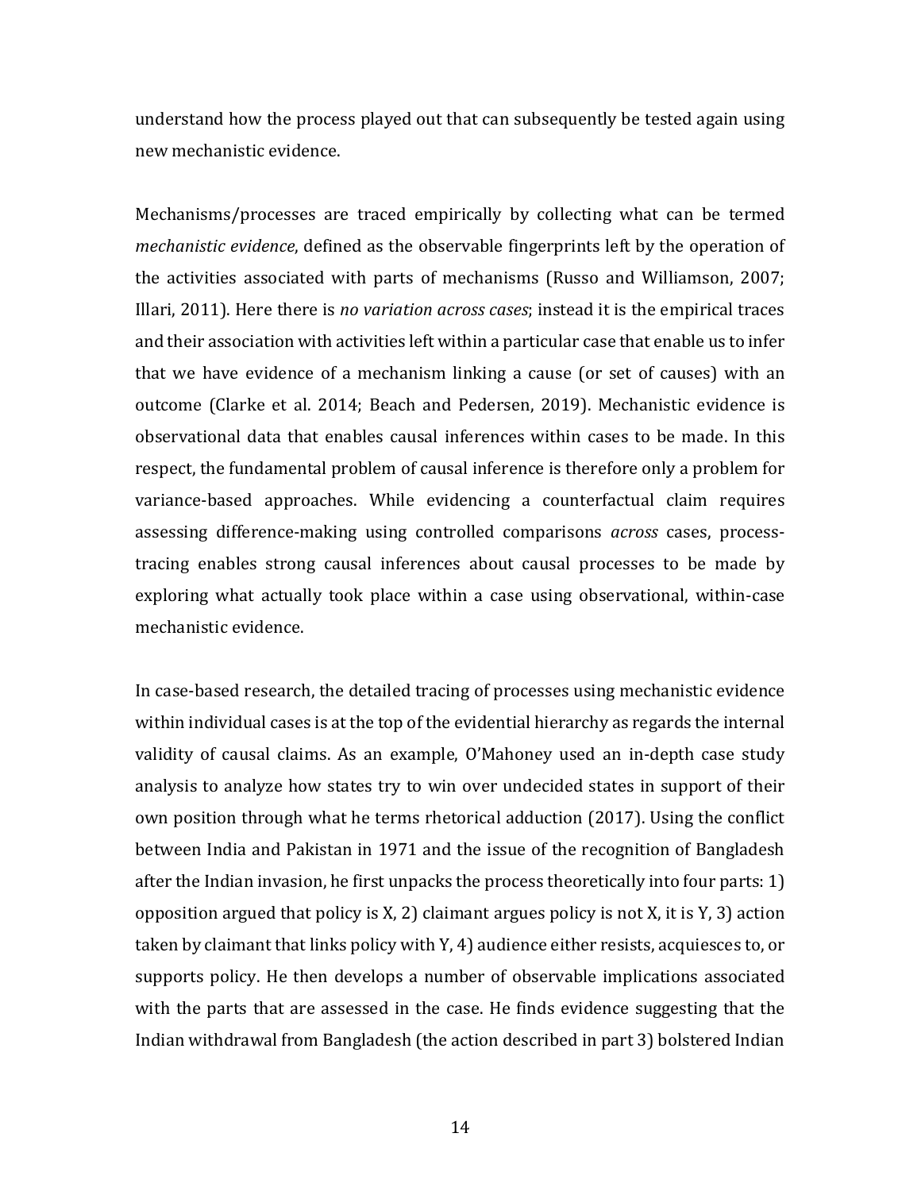understand how the process played out that can subsequently be tested again using new mechanistic evidence.

Mechanisms/processes are traced empirically by collecting what can be termed *mechanistic evidence*, defined as the observable fingerprints left by the operation of the activities associated with parts of mechanisms (Russo and Williamson, 2007; Illari, 2011). Here there is *no variation across cases*; instead it is the empirical traces and their association with activities left within a particular case that enable us to infer that we have evidence of a mechanism linking a cause (or set of causes) with an outcome (Clarke et al. 2014; Beach and Pedersen, 2019). Mechanistic evidence is observational data that enables causal inferences within cases to be made. In this respect, the fundamental problem of causal inference is therefore only a problem for variance-based approaches. While evidencing a counterfactual claim requires assessing difference-making using controlled comparisons *across* cases, process-tracing enables strong causal inferences about causal processes to be made by exploring what actually took place within a case using observational, within-case mechanistic evidence.

In case-based research, the detailed tracing of processes using mechanistic evidence within individual cases is at the top of the evidential hierarchy as regards the internal validity of causal claims. As an example, O'Mahoney used an in-depth case study analysis to analyze how states try to win over undecided states in support of their own position through what he terms rhetorical adduction (2017). Using the conflict between India and Pakistan in 1971 and the issue of the recognition of Bangladesh after the Indian invasion, he first unpacks the process theoretically into four parts: 1) opposition argued that policy is X, 2) claimant argues policy is not X, it is Y, 3) action taken by claimant that links policy with Y, 4) audience either resists, acquiesces to, or supports policy. He then develops a number of observable implications associated with the parts that are assessed in the case. He finds evidence suggesting that the Indian withdrawal from Bangladesh (the action described in part 3) bolstered Indian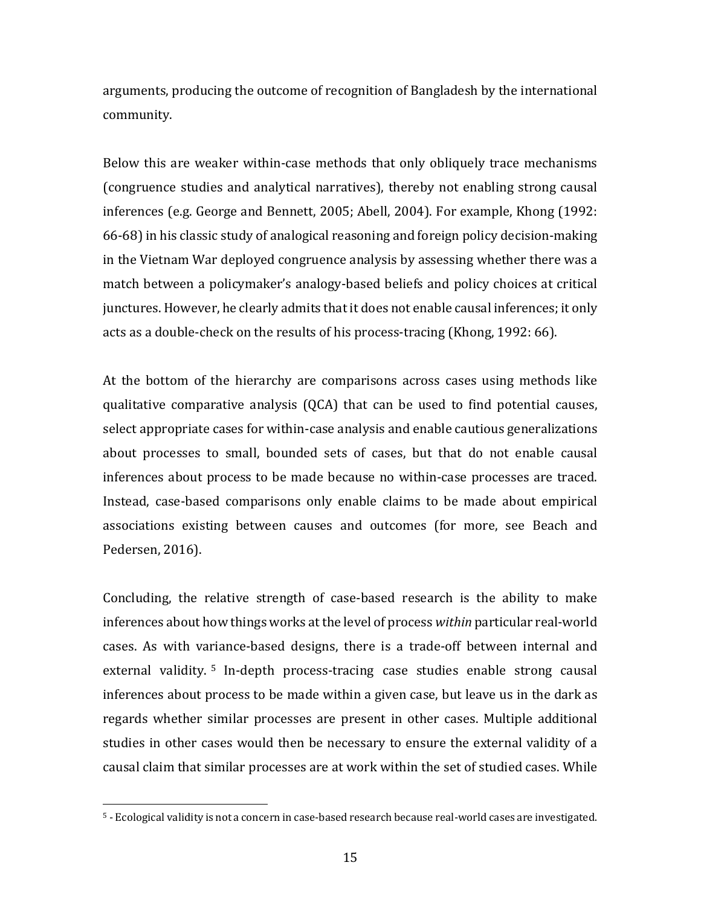arguments, producing the outcome of recognition of Bangladesh by the international community.

Below this are weaker within-case methods that only obliquely trace mechanisms (congruence studies and analytical narratives), thereby not enabling strong causal inferences (e.g. George and Bennett, 2005; Abell, 2004). For example, Khong (1992: 66-68) in his classic study of analogical reasoning and foreign policy decision-making in the Vietnam War deployed congruence analysis by assessing whether there was a match between a policymaker's analogy-based beliefs and policy choices at critical junctures. However, he clearly admits that it does not enable causal inferences; it only acts as a double-check on the results of his process-tracing (Khong, 1992: 66).

At the bottom of the hierarchy are comparisons across cases using methods like qualitative comparative analysis (QCA) that can be used to find potential causes, select appropriate cases for within-case analysis and enable cautious generalizations about processes to small, bounded sets of cases, but that do not enable causal inferences about process to be made because no within-case processes are traced. Instead, case-based comparisons only enable claims to be made about empirical associations existing between causes and outcomes (for more, see Beach and Pedersen, 2016).

Concluding, the relative strength of case-based research is the ability to make inferences about how things works at the level of process *within* particular real-world cases. As with variance-based designs, there is a trade-off between internal and external validity.[5] In-depth process-tracing case studies enable strong causal inferences about process to be made within a given case, but leave us in the dark as regards whether similar processes are present in other cases. Multiple additional studies in other cases would then be necessary to ensure the external validity of a causal claim that similar processes are at work within the set of studied cases. While

[5] - Ecological validity is not a concern in case-based research because real-world cases are investigated.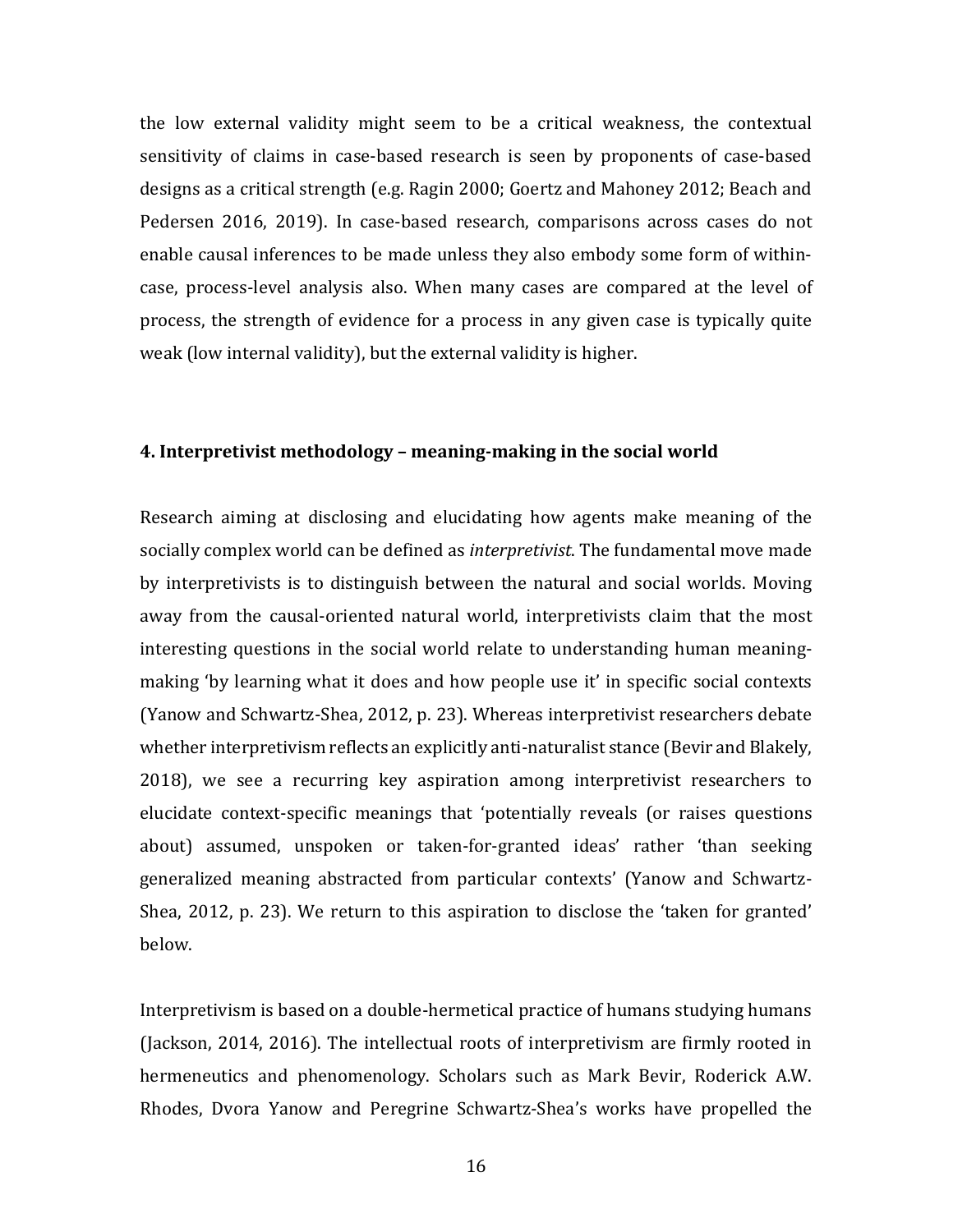the low external validity might seem to be a critical weakness, the contextual sensitivity of claims in case-based research is seen by proponents of case-based designs as a critical strength (e.g. Ragin 2000; Goertz and Mahoney 2012; Beach and Pedersen 2016, 2019). In case-based research, comparisons across cases do not enable causal inferences to be made unless they also embody some form of within-case, process-level analysis also. When many cases are compared at the level of process, the strength of evidence for a process in any given case is typically quite weak (low internal validity), but the external validity is higher.

## 4. Interpretivist methodology – meaning-making in the social world

Research aiming at disclosing and elucidating how agents make meaning of the socially complex world can be defined as *interpretivist*. The fundamental move made by interpretivists is to distinguish between the natural and social worlds. Moving away from the causal-oriented natural world, interpretivists claim that the most interesting questions in the social world relate to understanding human meaning-making 'by learning what it does and how people use it' in specific social contexts (Yanow and Schwartz-Shea, 2012, p. 23). Whereas interpretivist researchers debate whether interpretivism reflects an explicitly anti-naturalist stance (Bevir and Blakely, 2018), we see a recurring key aspiration among interpretivist researchers to elucidate context-specific meanings that 'potentially reveals (or raises questions about) assumed, unspoken or taken-for-granted ideas' rather 'than seeking generalized meaning abstracted from particular contexts' (Yanow and Schwartz-Shea, 2012, p. 23). We return to this aspiration to disclose the 'taken for granted' below.

Interpretivism is based on a double-hermetical practice of humans studying humans (Jackson, 2014, 2016). The intellectual roots of interpretivism are firmly rooted in hermeneutics and phenomenology. Scholars such as Mark Bevir, Roderick A.W. Rhodes, Dvora Yanow and Peregrine Schwartz-Shea's works have propelled the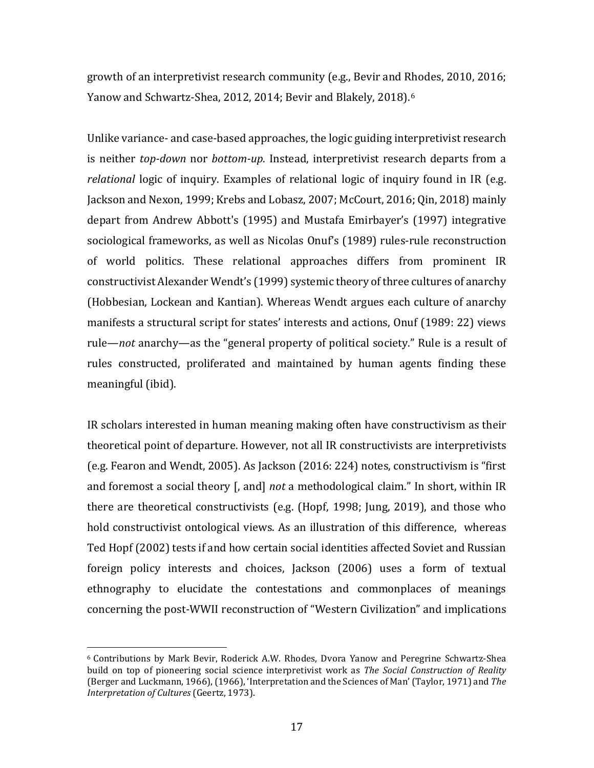growth of an interpretivist research community (e.g., Bevir and Rhodes, 2010, 2016; Yanow and Schwartz-Shea, 2012, 2014; Bevir and Blakely, 2018).[6]

Unlike variance- and case-based approaches, the logic guiding interpretivist research is neither *top-down* nor *bottom-up*. Instead, interpretivist research departs from a *relational* logic of inquiry. Examples of relational logic of inquiry found in IR (e.g. Jackson and Nexon, 1999; Krebs and Lobasz, 2007; McCourt, 2016; Qin, 2018) mainly depart from Andrew Abbott's (1995) and Mustafa Emirbayer's (1997) integrative sociological frameworks, as well as Nicolas Onuf's (1989) rules-rule reconstruction of world politics. These relational approaches differs from prominent IR constructivist Alexander Wendt's (1999) systemic theory of three cultures of anarchy (Hobbesian, Lockean and Kantian). Whereas Wendt argues each culture of anarchy manifests a structural script for states' interests and actions, Onuf (1989: 22) views rule—*not* anarchy—as the "general property of political society." Rule is a result of rules constructed, proliferated and maintained by human agents finding these meaningful (ibid).

IR scholars interested in human meaning making often have constructivism as their theoretical point of departure. However, not all IR constructivists are interpretivists (e.g. Fearon and Wendt, 2005). As Jackson (2016: 224) notes, constructivism is "first and foremost a social theory [, and] *not* a methodological claim." In short, within IR there are theoretical constructivists (e.g. (Hopf, 1998; Jung, 2019), and those who hold constructivist ontological views. As an illustration of this difference, whereas Ted Hopf (2002) tests if and how certain social identities affected Soviet and Russian foreign policy interests and choices, Jackson (2006) uses a form of textual ethnography to elucidate the contestations and commonplaces of meanings concerning the post-WWII reconstruction of "Western Civilization" and implications

---

[6] Contributions by Mark Bevir, Roderick A.W. Rhodes, Dvora Yanow and Peregrine Schwartz-Shea build on top of pioneering social science interpretivist work as *The Social Construction of Reality* (Berger and Luckmann, 1966), (1966), 'Interpretation and the Sciences of Man' (Taylor, 1971) and *The Interpretation of Cultures* (Geertz, 1973).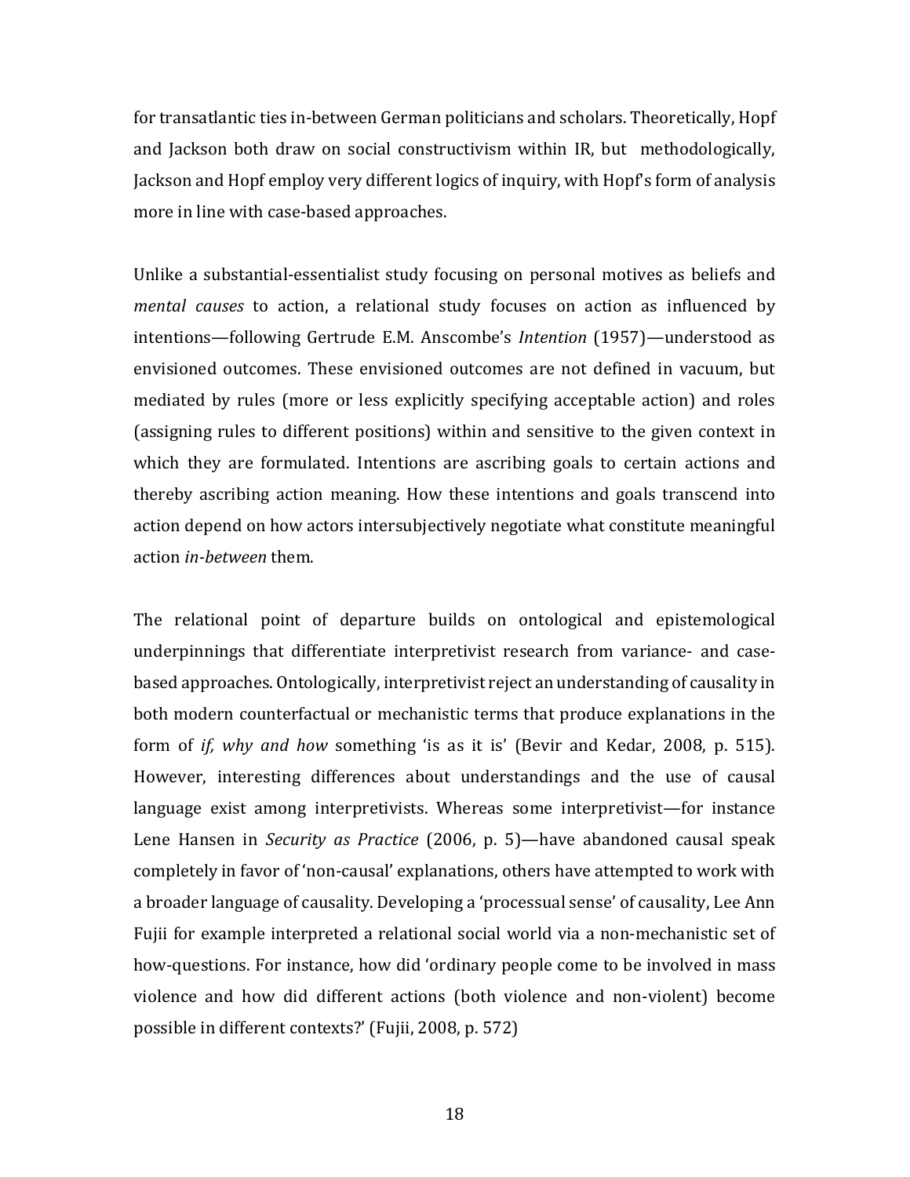for transatlantic ties in-between German politicians and scholars. Theoretically, Hopf and Jackson both draw on social constructivism within IR, but methodologically, Jackson and Hopf employ very different logics of inquiry, with Hopf's form of analysis more in line with case-based approaches.

Unlike a substantial-essentialist study focusing on personal motives as beliefs and *mental causes* to action, a relational study focuses on action as influenced by intentions—following Gertrude E.M. Anscombe's *Intention* (1957)—understood as envisioned outcomes. These envisioned outcomes are not defined in vacuum, but mediated by rules (more or less explicitly specifying acceptable action) and roles (assigning rules to different positions) within and sensitive to the given context in which they are formulated. Intentions are ascribing goals to certain actions and thereby ascribing action meaning. How these intentions and goals transcend into action depend on how actors intersubjectively negotiate what constitute meaningful action *in-between* them.

The relational point of departure builds on ontological and epistemological underpinnings that differentiate interpretivist research from variance- and case-based approaches. Ontologically, interpretivist reject an understanding of causality in both modern counterfactual or mechanistic terms that produce explanations in the form of *if, why and how* something 'is as it is' (Bevir and Kedar, 2008, p. 515). However, interesting differences about understandings and the use of causal language exist among interpretivists. Whereas some interpretivist—for instance Lene Hansen in *Security as Practice* (2006, p. 5)—have abandoned causal speak completely in favor of 'non-causal' explanations, others have attempted to work with a broader language of causality. Developing a 'processual sense' of causality, Lee Ann Fujii for example interpreted a relational social world via a non-mechanistic set of how-questions. For instance, how did 'ordinary people come to be involved in mass violence and how did different actions (both violence and non-violent) become possible in different contexts?' (Fujii, 2008, p. 572)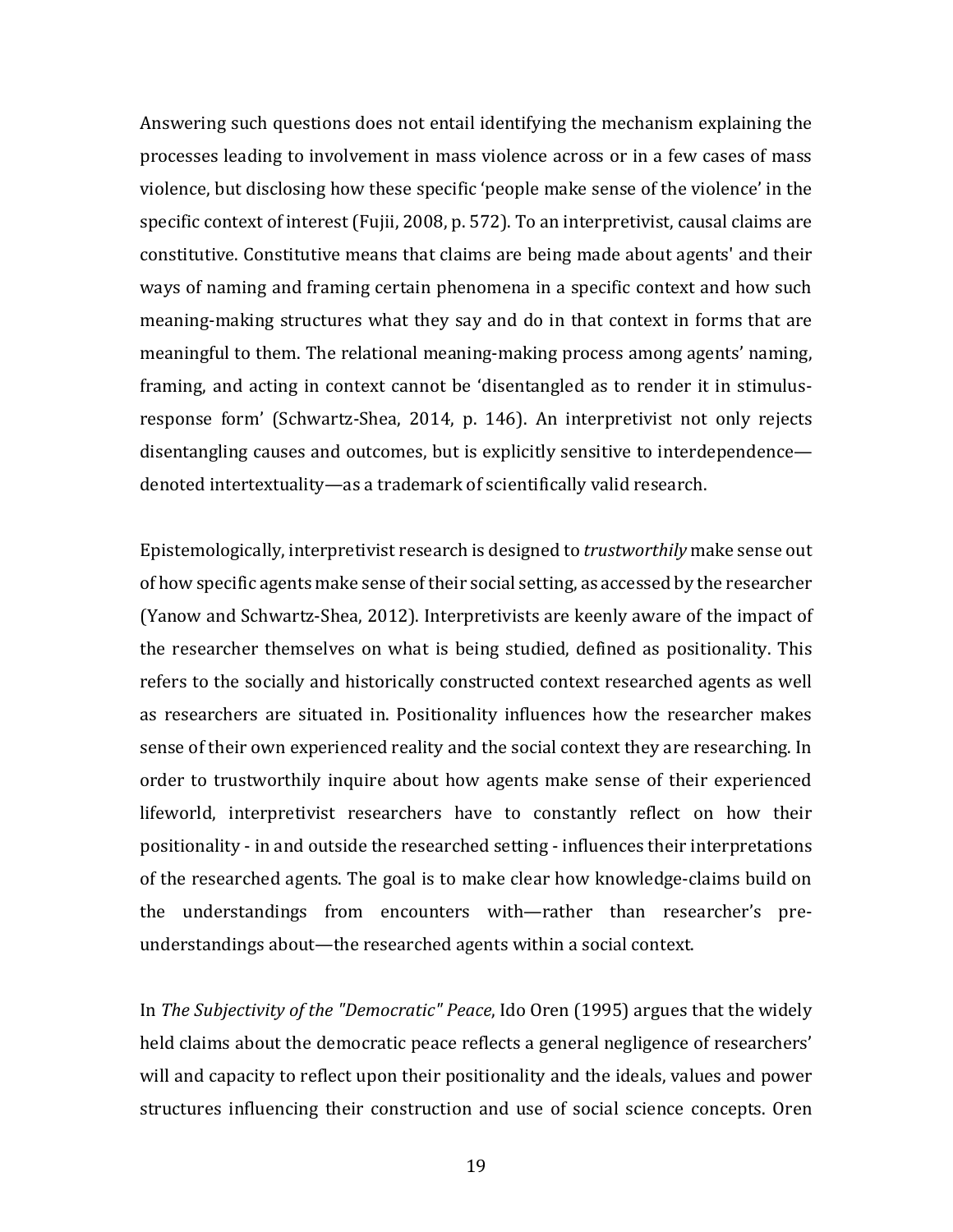Answering such questions does not entail identifying the mechanism explaining the processes leading to involvement in mass violence across or in a few cases of mass violence, but disclosing how these specific 'people make sense of the violence' in the specific context of interest (Fujii, 2008, p. 572). To an interpretivist, causal claims are constitutive. Constitutive means that claims are being made about agents' and their ways of naming and framing certain phenomena in a specific context and how such meaning-making structures what they say and do in that context in forms that are meaningful to them. The relational meaning-making process among agents' naming, framing, and acting in context cannot be 'disentangled as to render it in stimulus-response form' (Schwartz-Shea, 2014, p. 146). An interpretivist not only rejects disentangling causes and outcomes, but is explicitly sensitive to interdependence—denoted intertextuality—as a trademark of scientifically valid research.

Epistemologically, interpretivist research is designed to *trustworthily* make sense out of how specific agents make sense of their social setting, as accessed by the researcher (Yanow and Schwartz-Shea, 2012). Interpretivists are keenly aware of the impact of the researcher themselves on what is being studied, defined as positionality. This refers to the socially and historically constructed context researched agents as well as researchers are situated in. Positionality influences how the researcher makes sense of their own experienced reality and the social context they are researching. In order to trustworthily inquire about how agents make sense of their experienced lifeworld, interpretivist researchers have to constantly reflect on how their positionality - in and outside the researched setting - influences their interpretations of the researched agents. The goal is to make clear how knowledge-claims build on the understandings from encounters with—rather than researcher's pre-understandings about—the researched agents within a social context.

In *The Subjectivity of the "Democratic" Peace*, Ido Oren (1995) argues that the widely held claims about the democratic peace reflects a general negligence of researchers' will and capacity to reflect upon their positionality and the ideals, values and power structures influencing their construction and use of social science concepts. Oren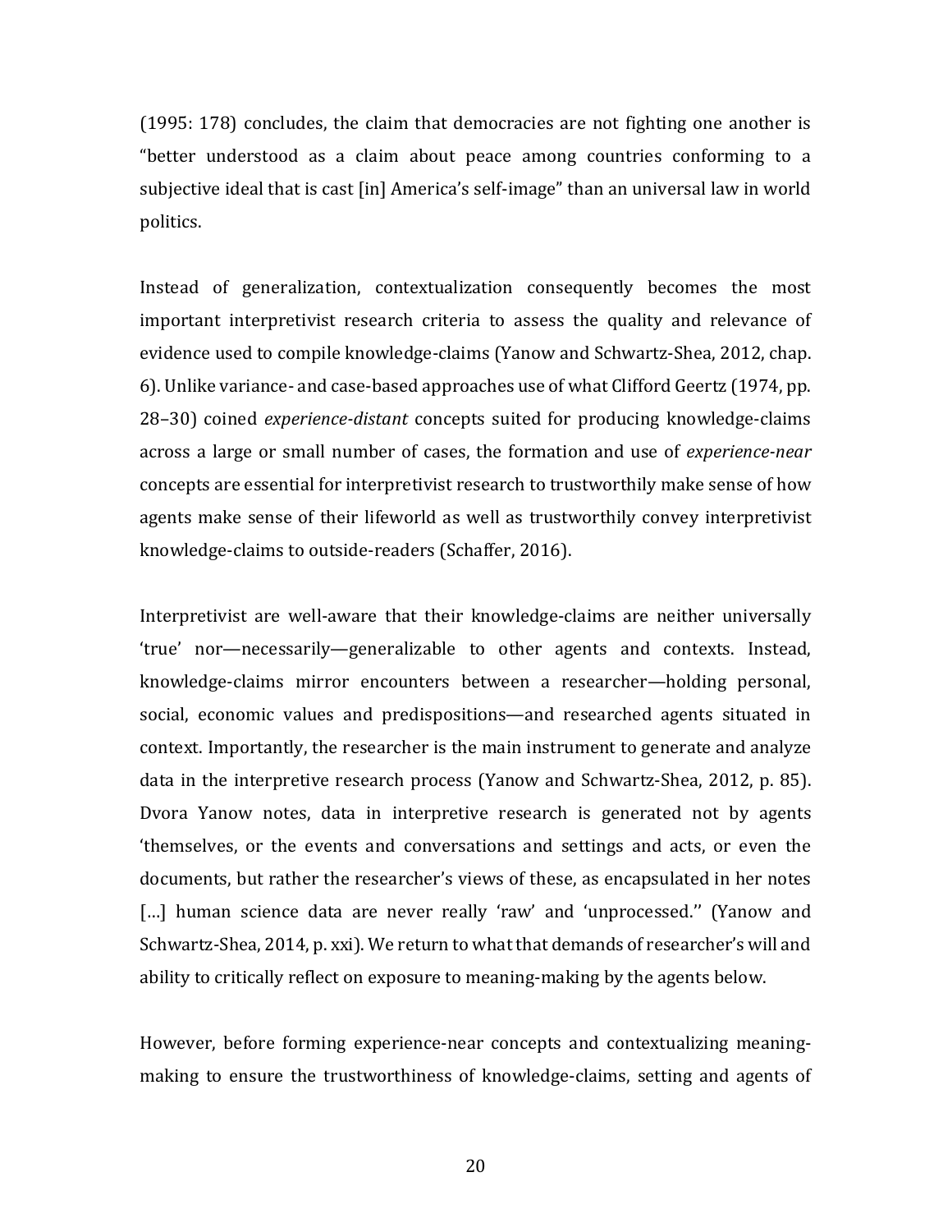(1995: 178) concludes, the claim that democracies are not fighting one another is "better understood as a claim about peace among countries conforming to a subjective ideal that is cast [in] America's self-image" than an universal law in world politics.

Instead of generalization, contextualization consequently becomes the most important interpretivist research criteria to assess the quality and relevance of evidence used to compile knowledge-claims (Yanow and Schwartz-Shea, 2012, chap. 6). Unlike variance- and case-based approaches use of what Clifford Geertz (1974, pp. 28–30) coined *experience-distant* concepts suited for producing knowledge-claims across a large or small number of cases, the formation and use of *experience-near* concepts are essential for interpretivist research to trustworthily make sense of how agents make sense of their lifeworld as well as trustworthily convey interpretivist knowledge-claims to outside-readers (Schaffer, 2016).

Interpretivist are well-aware that their knowledge-claims are neither universally 'true' nor—necessarily—generalizable to other agents and contexts. Instead, knowledge-claims mirror encounters between a researcher—holding personal, social, economic values and predispositions—and researched agents situated in context. Importantly, the researcher is the main instrument to generate and analyze data in the interpretive research process (Yanow and Schwartz-Shea, 2012, p. 85). Dvora Yanow notes, data in interpretive research is generated not by agents 'themselves, or the events and conversations and settings and acts, or even the documents, but rather the researcher's views of these, as encapsulated in her notes […] human science data are never really 'raw' and 'unprocessed.'' (Yanow and Schwartz-Shea, 2014, p. xxi). We return to what that demands of researcher's will and ability to critically reflect on exposure to meaning-making by the agents below.

However, before forming experience-near concepts and contextualizing meaning-making to ensure the trustworthiness of knowledge-claims, setting and agents of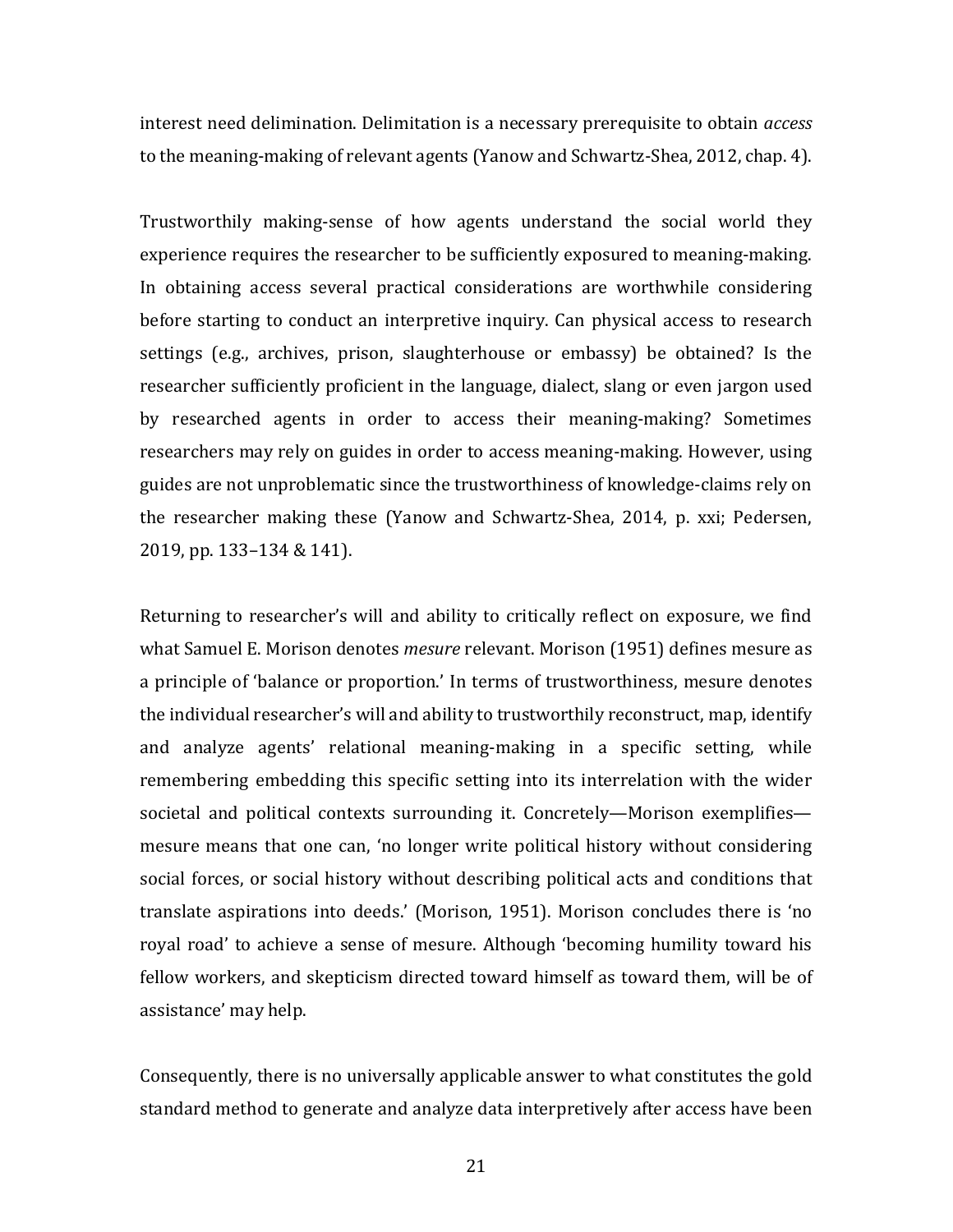interest need delimination. Delimitation is a necessary prerequisite to obtain *access* to the meaning-making of relevant agents (Yanow and Schwartz-Shea, 2012, chap. 4).

Trustworthily making-sense of how agents understand the social world they experience requires the researcher to be sufficiently exposured to meaning-making. In obtaining access several practical considerations are worthwhile considering before starting to conduct an interpretive inquiry. Can physical access to research settings (e.g., archives, prison, slaughterhouse or embassy) be obtained? Is the researcher sufficiently proficient in the language, dialect, slang or even jargon used by researched agents in order to access their meaning-making? Sometimes researchers may rely on guides in order to access meaning-making. However, using guides are not unproblematic since the trustworthiness of knowledge-claims rely on the researcher making these (Yanow and Schwartz-Shea, 2014, p. xxi; Pedersen, 2019, pp. 133–134 & 141).

Returning to researcher's will and ability to critically reflect on exposure, we find what Samuel E. Morison denotes *mesure* relevant. Morison (1951) defines mesure as a principle of 'balance or proportion.' In terms of trustworthiness, mesure denotes the individual researcher's will and ability to trustworthily reconstruct, map, identify and analyze agents' relational meaning-making in a specific setting, while remembering embedding this specific setting into its interrelation with the wider societal and political contexts surrounding it. Concretely—Morison exemplifies—mesure means that one can, 'no longer write political history without considering social forces, or social history without describing political acts and conditions that translate aspirations into deeds.' (Morison, 1951). Morison concludes there is 'no royal road' to achieve a sense of mesure. Although 'becoming humility toward his fellow workers, and skepticism directed toward himself as toward them, will be of assistance' may help.

Consequently, there is no universally applicable answer to what constitutes the gold standard method to generate and analyze data interpretively after access have been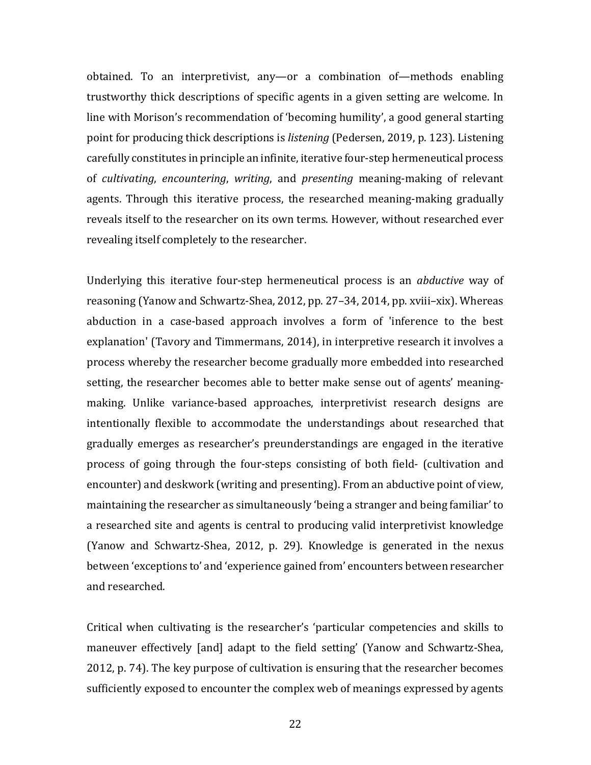obtained. To an interpretivist, any—or a combination of—methods enabling trustworthy thick descriptions of specific agents in a given setting are welcome. In line with Morison's recommendation of 'becoming humility', a good general starting point for producing thick descriptions is *listening* (Pedersen, 2019, p. 123). Listening carefully constitutes in principle an infinite, iterative four-step hermeneutical process of *cultivating*, *encountering*, *writing*, and *presenting* meaning-making of relevant agents. Through this iterative process, the researched meaning-making gradually reveals itself to the researcher on its own terms. However, without researched ever revealing itself completely to the researcher.

Underlying this iterative four-step hermeneutical process is an *abductive* way of reasoning (Yanow and Schwartz-Shea, 2012, pp. 27–34, 2014, pp. xviii–xix). Whereas abduction in a case-based approach involves a form of 'inference to the best explanation' (Tavory and Timmermans, 2014), in interpretive research it involves a process whereby the researcher become gradually more embedded into researched setting, the researcher becomes able to better make sense out of agents' meaning-making. Unlike variance-based approaches, interpretivist research designs are intentionally flexible to accommodate the understandings about researched that gradually emerges as researcher's preunderstandings are engaged in the iterative process of going through the four-steps consisting of both field- (cultivation and encounter) and deskwork (writing and presenting). From an abductive point of view, maintaining the researcher as simultaneously 'being a stranger and being familiar' to a researched site and agents is central to producing valid interpretivist knowledge (Yanow and Schwartz-Shea, 2012, p. 29). Knowledge is generated in the nexus between 'exceptions to' and 'experience gained from' encounters between researcher and researched.

Critical when cultivating is the researcher's 'particular competencies and skills to maneuver effectively [and] adapt to the field setting' (Yanow and Schwartz-Shea, 2012, p. 74). The key purpose of cultivation is ensuring that the researcher becomes sufficiently exposed to encounter the complex web of meanings expressed by agents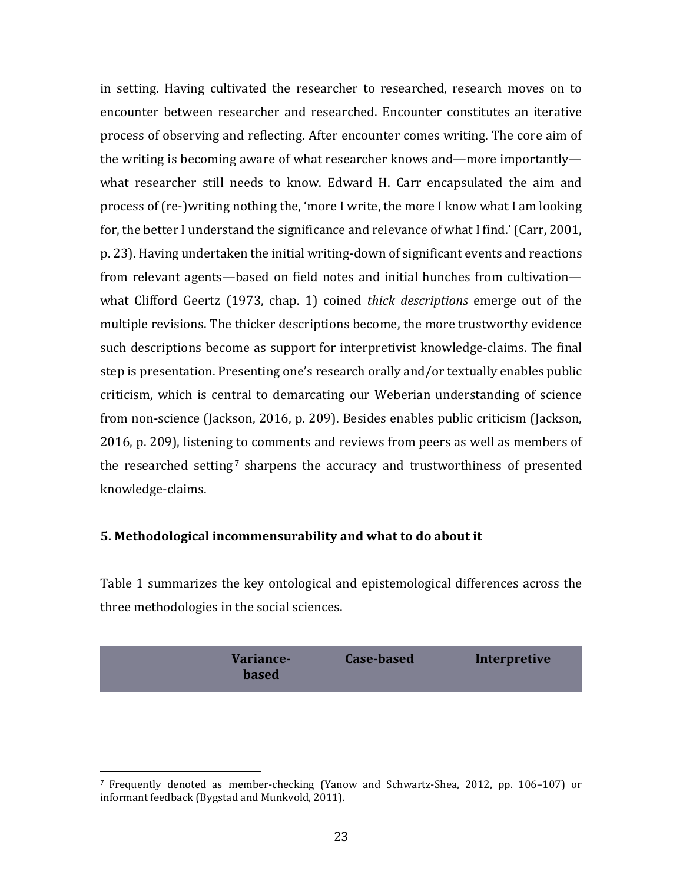in setting. Having cultivated the researcher to researched, research moves on to encounter between researcher and researched. Encounter constitutes an iterative process of observing and reflecting. After encounter comes writing. The core aim of the writing is becoming aware of what researcher knows and—more importantly—what researcher still needs to know. Edward H. Carr encapsulated the aim and process of (re-)writing nothing the, 'more I write, the more I know what I am looking for, the better I understand the significance and relevance of what I find.' (Carr, 2001, p. 23). Having undertaken the initial writing-down of significant events and reactions from relevant agents—based on field notes and initial hunches from cultivation—what Clifford Geertz (1973, chap. 1) coined *thick descriptions* emerge out of the multiple revisions. The thicker descriptions become, the more trustworthy evidence such descriptions become as support for interpretivist knowledge-claims. The final step is presentation. Presenting one's research orally and/or textually enables public criticism, which is central to demarcating our Weberian understanding of science from non-science (Jackson, 2016, p. 209). Besides enables public criticism (Jackson, 2016, p. 209), listening to comments and reviews from peers as well as members of the researched setting[7] sharpens the accuracy and trustworthiness of presented knowledge-claims.

## 5. Methodological incommensurability and what to do about it

Table 1 summarizes the key ontological and epistemological differences across the three methodologies in the social sciences.

| | **Variance-based** | **Case-based** | **Interpretive** |
|---|---|---|---|

[7] Frequently denoted as member-checking (Yanow and Schwartz-Shea, 2012, pp. 106–107) or informant feedback (Bygstad and Munkvold, 2011).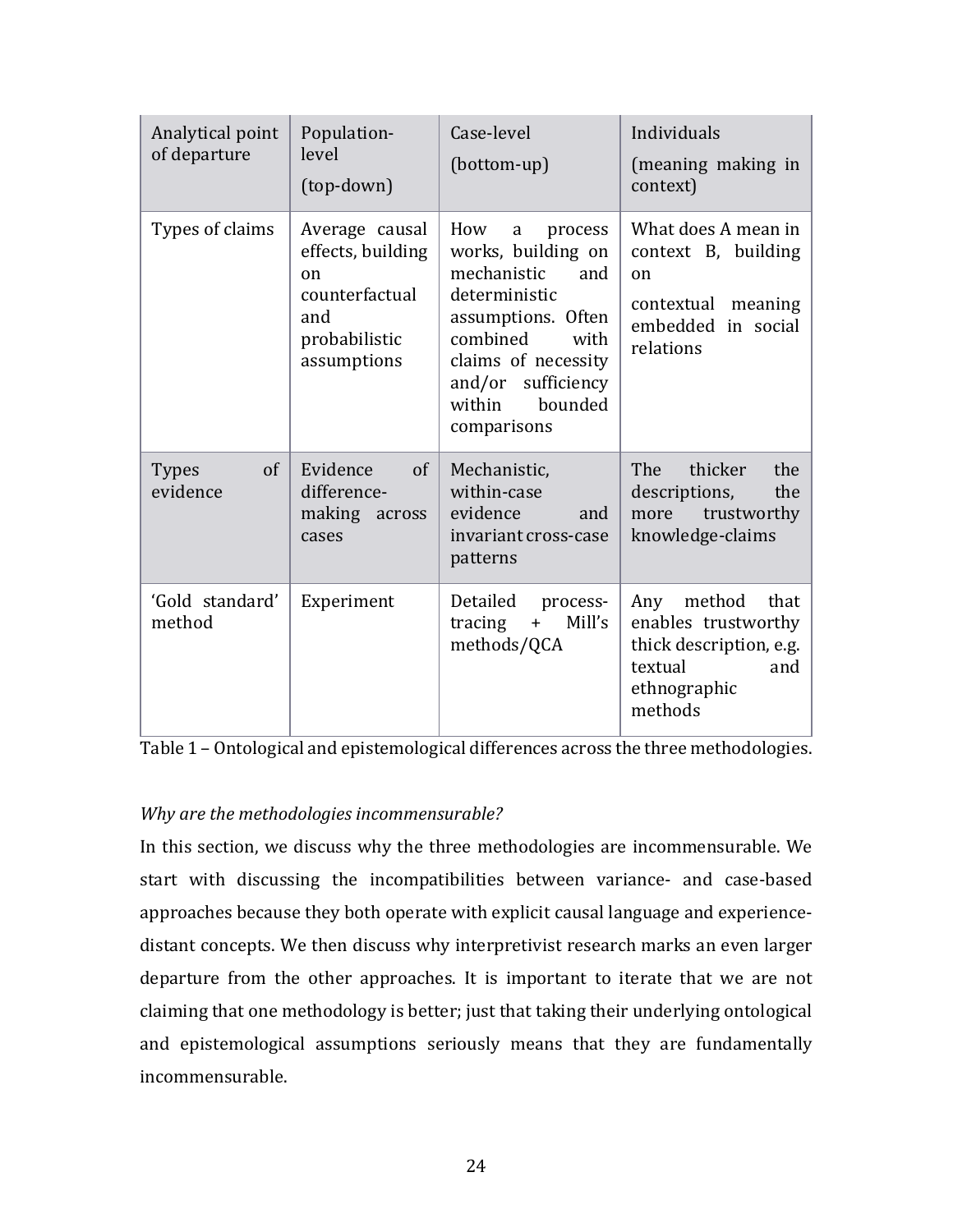| Analytical point of departure | Population-level (top-down) | Case-level (bottom-up) | Individuals (meaning making in context) |
|---|---|---|---|
| Types of claims | Average causal effects, building on counterfactual and probabilistic assumptions | How a process works, building on mechanistic and deterministic assumptions. Often combined with claims of necessity and/or sufficiency within bounded comparisons | What does A mean in context B, building on contextual meaning embedded in social relations |
| Types of evidence | Evidence of difference-making across cases | Mechanistic, within-case evidence and invariant cross-case patterns | The thicker the descriptions, the more trustworthy knowledge-claims |
| 'Gold standard' method | Experiment | Detailed process-tracing + Mill's methods/QCA | Any method that enables trustworthy thick description, e.g. textual and ethnographic methods |

Table 1 – Ontological and epistemological differences across the three methodologies.

*Why are the methodologies incommensurable?*

In this section, we discuss why the three methodologies are incommensurable. We start with discussing the incompatibilities between variance- and case-based approaches because they both operate with explicit causal language and experience-distant concepts. We then discuss why interpretivist research marks an even larger departure from the other approaches. It is important to iterate that we are not claiming that one methodology is better; just that taking their underlying ontological and epistemological assumptions seriously means that they are fundamentally incommensurable.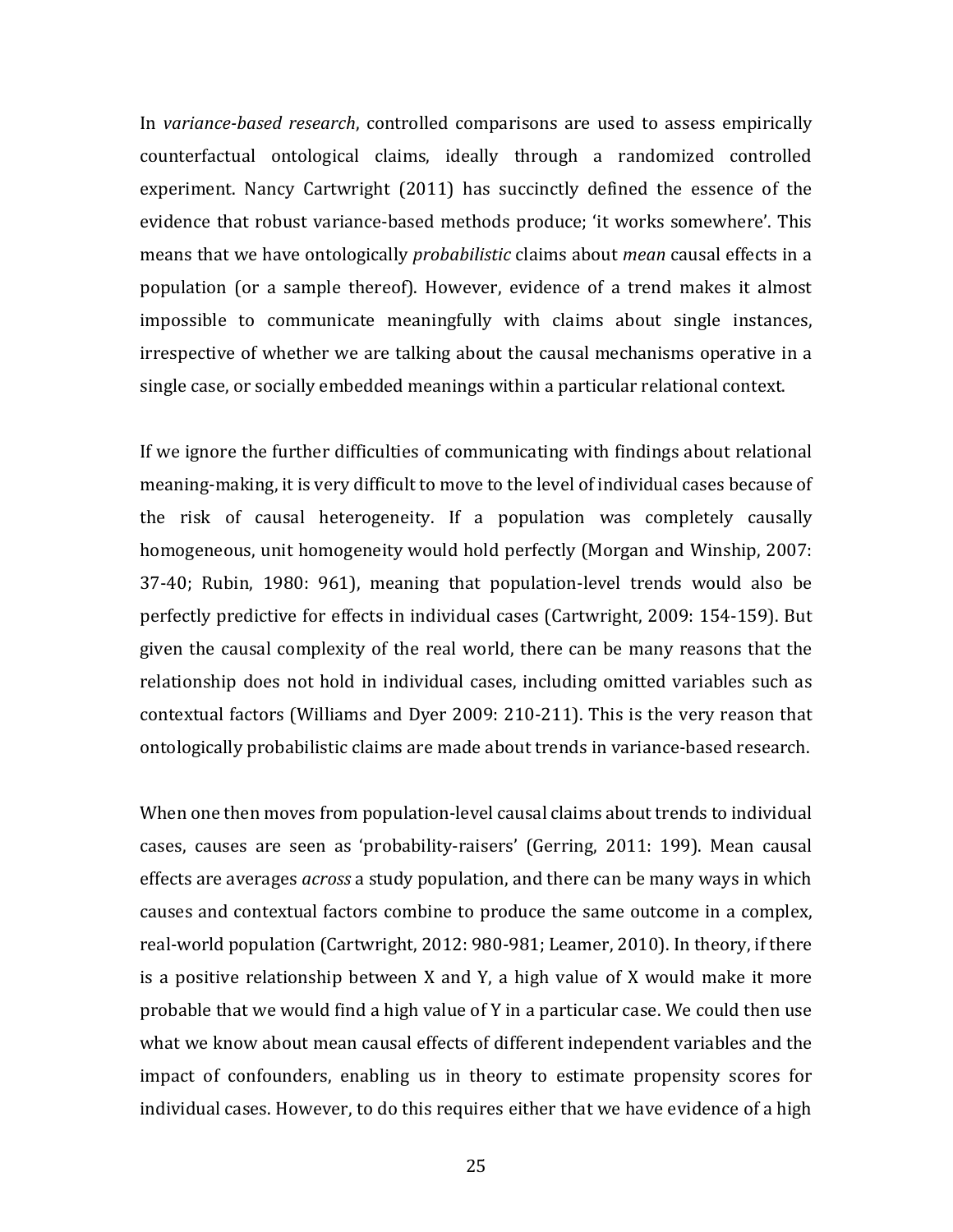In *variance-based research*, controlled comparisons are used to assess empirically counterfactual ontological claims, ideally through a randomized controlled experiment. Nancy Cartwright (2011) has succinctly defined the essence of the evidence that robust variance-based methods produce; 'it works somewhere'. This means that we have ontologically *probabilistic* claims about *mean* causal effects in a population (or a sample thereof). However, evidence of a trend makes it almost impossible to communicate meaningfully with claims about single instances, irrespective of whether we are talking about the causal mechanisms operative in a single case, or socially embedded meanings within a particular relational context.

If we ignore the further difficulties of communicating with findings about relational meaning-making, it is very difficult to move to the level of individual cases because of the risk of causal heterogeneity. If a population was completely causally homogeneous, unit homogeneity would hold perfectly (Morgan and Winship, 2007: 37-40; Rubin, 1980: 961), meaning that population-level trends would also be perfectly predictive for effects in individual cases (Cartwright, 2009: 154-159). But given the causal complexity of the real world, there can be many reasons that the relationship does not hold in individual cases, including omitted variables such as contextual factors (Williams and Dyer 2009: 210-211). This is the very reason that ontologically probabilistic claims are made about trends in variance-based research.

When one then moves from population-level causal claims about trends to individual cases, causes are seen as 'probability-raisers' (Gerring, 2011: 199). Mean causal effects are averages *across* a study population, and there can be many ways in which causes and contextual factors combine to produce the same outcome in a complex, real-world population (Cartwright, 2012: 980-981; Leamer, 2010). In theory, if there is a positive relationship between X and Y, a high value of X would make it more probable that we would find a high value of Y in a particular case. We could then use what we know about mean causal effects of different independent variables and the impact of confounders, enabling us in theory to estimate propensity scores for individual cases. However, to do this requires either that we have evidence of a high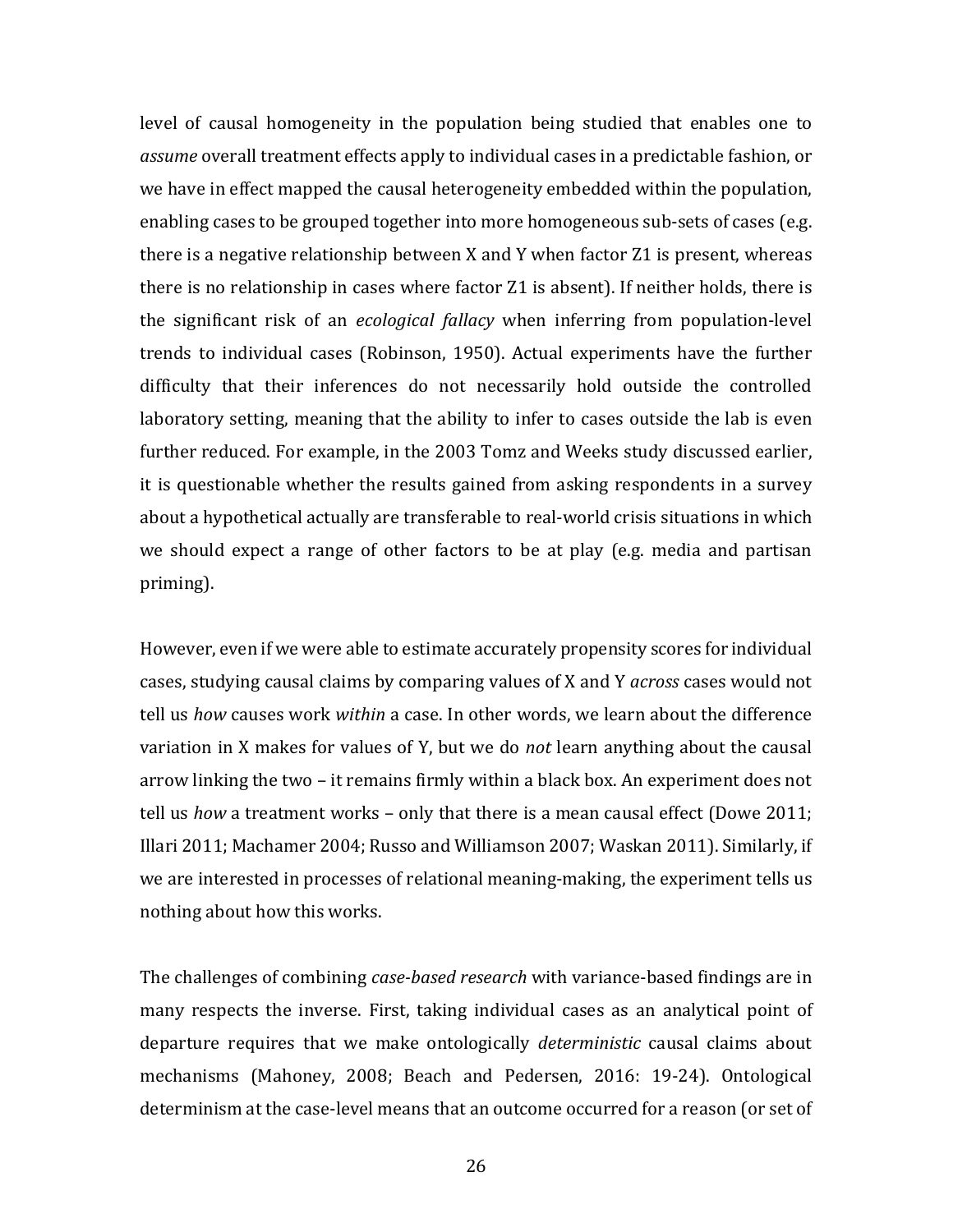level of causal homogeneity in the population being studied that enables one to *assume* overall treatment effects apply to individual cases in a predictable fashion, or we have in effect mapped the causal heterogeneity embedded within the population, enabling cases to be grouped together into more homogeneous sub-sets of cases (e.g. there is a negative relationship between X and Y when factor Z1 is present, whereas there is no relationship in cases where factor Z1 is absent). If neither holds, there is the significant risk of an *ecological fallacy* when inferring from population-level trends to individual cases (Robinson, 1950). Actual experiments have the further difficulty that their inferences do not necessarily hold outside the controlled laboratory setting, meaning that the ability to infer to cases outside the lab is even further reduced. For example, in the 2003 Tomz and Weeks study discussed earlier, it is questionable whether the results gained from asking respondents in a survey about a hypothetical actually are transferable to real-world crisis situations in which we should expect a range of other factors to be at play (e.g. media and partisan priming).

However, even if we were able to estimate accurately propensity scores for individual cases, studying causal claims by comparing values of X and Y *across* cases would not tell us *how* causes work *within* a case. In other words, we learn about the difference variation in X makes for values of Y, but we do *not* learn anything about the causal arrow linking the two – it remains firmly within a black box. An experiment does not tell us *how* a treatment works – only that there is a mean causal effect (Dowe 2011; Illari 2011; Machamer 2004; Russo and Williamson 2007; Waskan 2011). Similarly, if we are interested in processes of relational meaning-making, the experiment tells us nothing about how this works.

The challenges of combining *case-based research* with variance-based findings are in many respects the inverse. First, taking individual cases as an analytical point of departure requires that we make ontologically *deterministic* causal claims about mechanisms (Mahoney, 2008; Beach and Pedersen, 2016: 19-24). Ontological determinism at the case-level means that an outcome occurred for a reason (or set of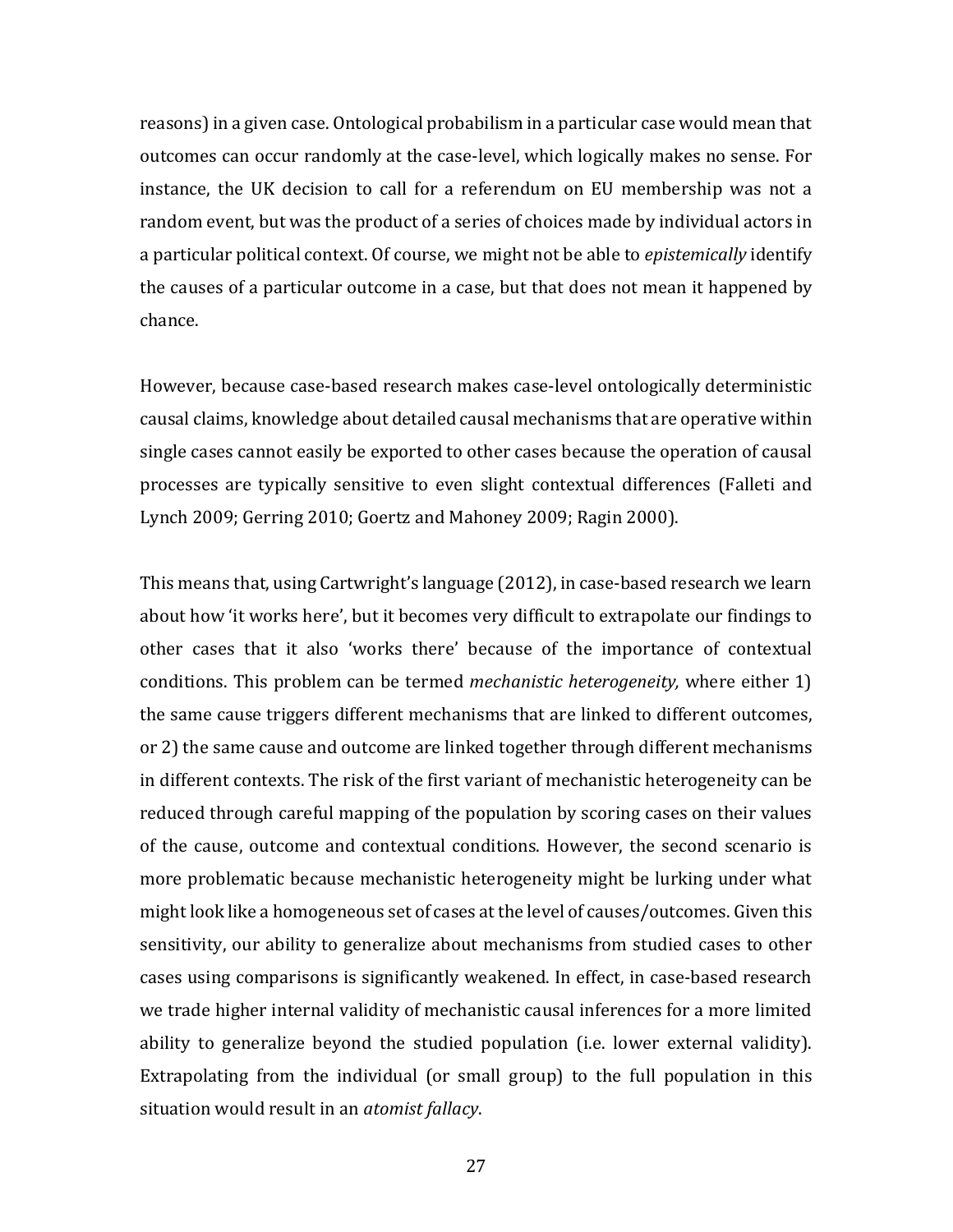reasons) in a given case. Ontological probabilism in a particular case would mean that outcomes can occur randomly at the case-level, which logically makes no sense. For instance, the UK decision to call for a referendum on EU membership was not a random event, but was the product of a series of choices made by individual actors in a particular political context. Of course, we might not be able to *epistemically* identify the causes of a particular outcome in a case, but that does not mean it happened by chance.

However, because case-based research makes case-level ontologically deterministic causal claims, knowledge about detailed causal mechanisms that are operative within single cases cannot easily be exported to other cases because the operation of causal processes are typically sensitive to even slight contextual differences (Falleti and Lynch 2009; Gerring 2010; Goertz and Mahoney 2009; Ragin 2000).

This means that, using Cartwright's language (2012), in case-based research we learn about how 'it works here', but it becomes very difficult to extrapolate our findings to other cases that it also 'works there' because of the importance of contextual conditions. This problem can be termed *mechanistic heterogeneity,* where either 1) the same cause triggers different mechanisms that are linked to different outcomes, or 2) the same cause and outcome are linked together through different mechanisms in different contexts. The risk of the first variant of mechanistic heterogeneity can be reduced through careful mapping of the population by scoring cases on their values of the cause, outcome and contextual conditions. However, the second scenario is more problematic because mechanistic heterogeneity might be lurking under what might look like a homogeneous set of cases at the level of causes/outcomes. Given this sensitivity, our ability to generalize about mechanisms from studied cases to other cases using comparisons is significantly weakened. In effect, in case-based research we trade higher internal validity of mechanistic causal inferences for a more limited ability to generalize beyond the studied population (i.e. lower external validity). Extrapolating from the individual (or small group) to the full population in this situation would result in an *atomist fallacy*.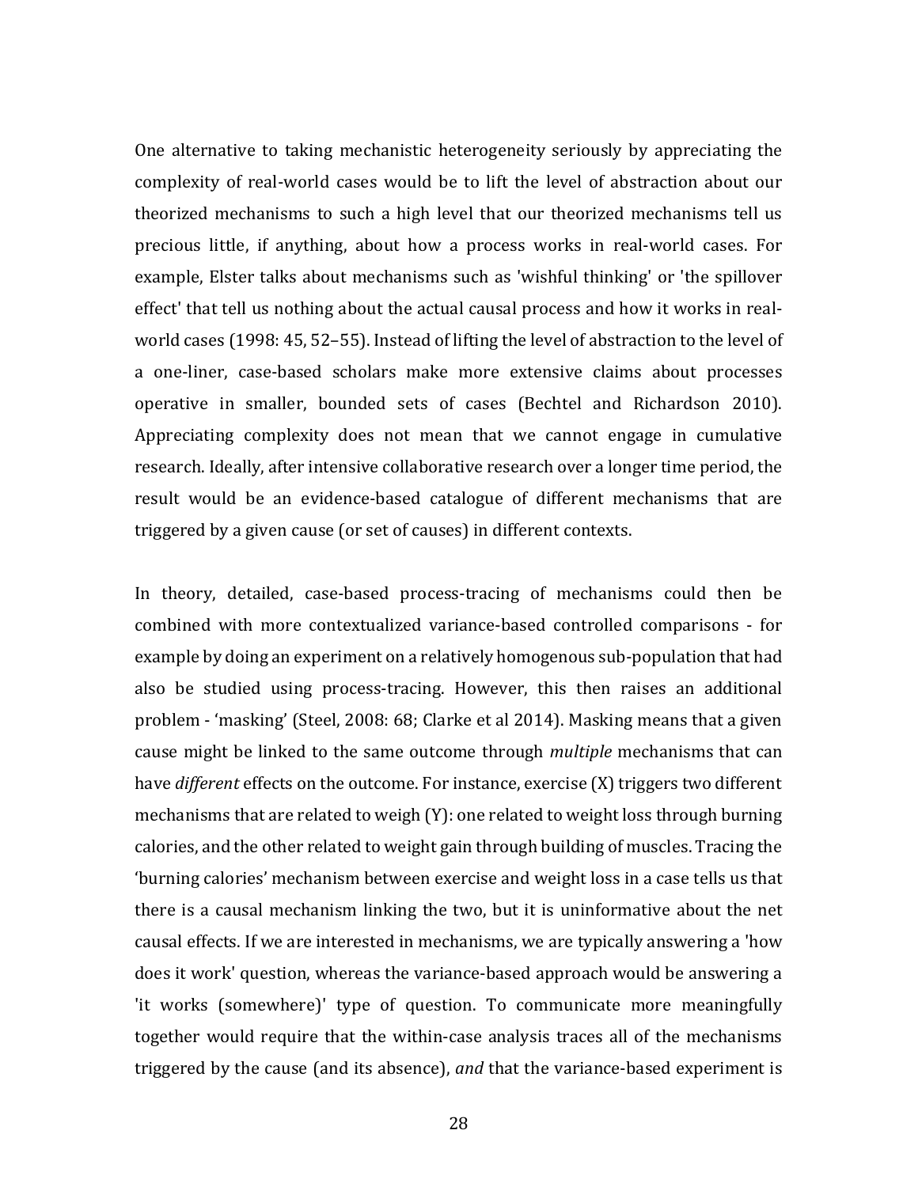One alternative to taking mechanistic heterogeneity seriously by appreciating the complexity of real-world cases would be to lift the level of abstraction about our theorized mechanisms to such a high level that our theorized mechanisms tell us precious little, if anything, about how a process works in real-world cases. For example, Elster talks about mechanisms such as 'wishful thinking' or 'the spillover effect' that tell us nothing about the actual causal process and how it works in real-world cases (1998: 45, 52–55). Instead of lifting the level of abstraction to the level of a one-liner, case-based scholars make more extensive claims about processes operative in smaller, bounded sets of cases (Bechtel and Richardson 2010). Appreciating complexity does not mean that we cannot engage in cumulative research. Ideally, after intensive collaborative research over a longer time period, the result would be an evidence-based catalogue of different mechanisms that are triggered by a given cause (or set of causes) in different contexts.

In theory, detailed, case-based process-tracing of mechanisms could then be combined with more contextualized variance-based controlled comparisons - for example by doing an experiment on a relatively homogenous sub-population that had also be studied using process-tracing. However, this then raises an additional problem - 'masking' (Steel, 2008: 68; Clarke et al 2014). Masking means that a given cause might be linked to the same outcome through *multiple* mechanisms that can have *different* effects on the outcome. For instance, exercise (X) triggers two different mechanisms that are related to weigh (Y): one related to weight loss through burning calories, and the other related to weight gain through building of muscles. Tracing the 'burning calories' mechanism between exercise and weight loss in a case tells us that there is a causal mechanism linking the two, but it is uninformative about the net causal effects. If we are interested in mechanisms, we are typically answering a 'how does it work' question, whereas the variance-based approach would be answering a 'it works (somewhere)' type of question. To communicate more meaningfully together would require that the within-case analysis traces all of the mechanisms triggered by the cause (and its absence), *and* that the variance-based experiment is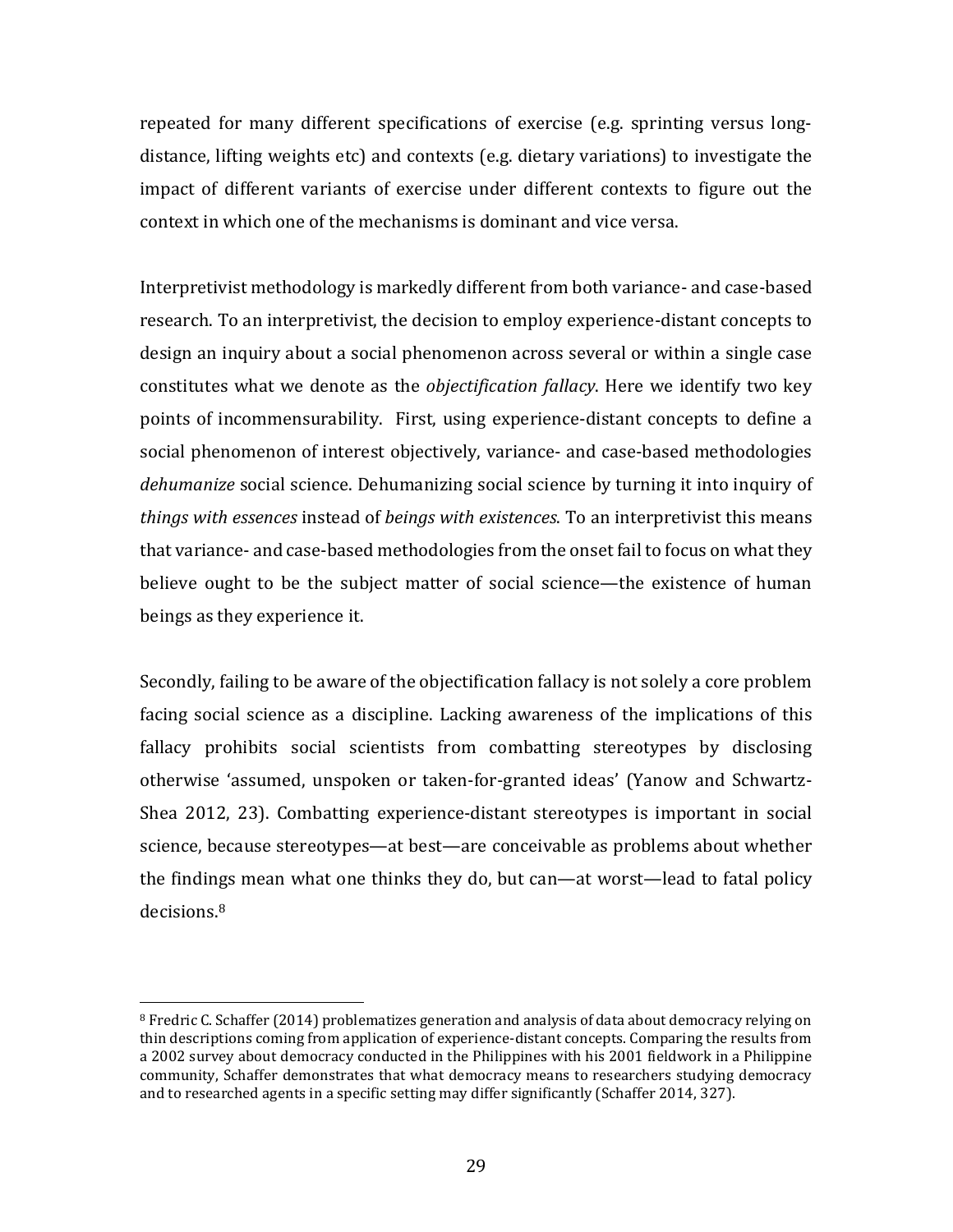repeated for many different specifications of exercise (e.g. sprinting versus long-distance, lifting weights etc) and contexts (e.g. dietary variations) to investigate the impact of different variants of exercise under different contexts to figure out the context in which one of the mechanisms is dominant and vice versa.

Interpretivist methodology is markedly different from both variance- and case-based research. To an interpretivist, the decision to employ experience-distant concepts to design an inquiry about a social phenomenon across several or within a single case constitutes what we denote as the *objectification fallacy*. Here we identify two key points of incommensurability. First, using experience-distant concepts to define a social phenomenon of interest objectively, variance- and case-based methodologies *dehumanize* social science. Dehumanizing social science by turning it into inquiry of *things with essences* instead of *beings with existences*. To an interpretivist this means that variance- and case-based methodologies from the onset fail to focus on what they believe ought to be the subject matter of social science—the existence of human beings as they experience it.

Secondly, failing to be aware of the objectification fallacy is not solely a core problem facing social science as a discipline. Lacking awareness of the implications of this fallacy prohibits social scientists from combatting stereotypes by disclosing otherwise 'assumed, unspoken or taken-for-granted ideas' (Yanow and Schwartz-Shea 2012, 23). Combatting experience-distant stereotypes is important in social science, because stereotypes—at best—are conceivable as problems about whether the findings mean what one thinks they do, but can—at worst—lead to fatal policy decisions.[8]

[8] Fredric C. Schaffer (2014) problematizes generation and analysis of data about democracy relying on thin descriptions coming from application of experience-distant concepts. Comparing the results from a 2002 survey about democracy conducted in the Philippines with his 2001 fieldwork in a Philippine community, Schaffer demonstrates that what democracy means to researchers studying democracy and to researched agents in a specific setting may differ significantly (Schaffer 2014, 327).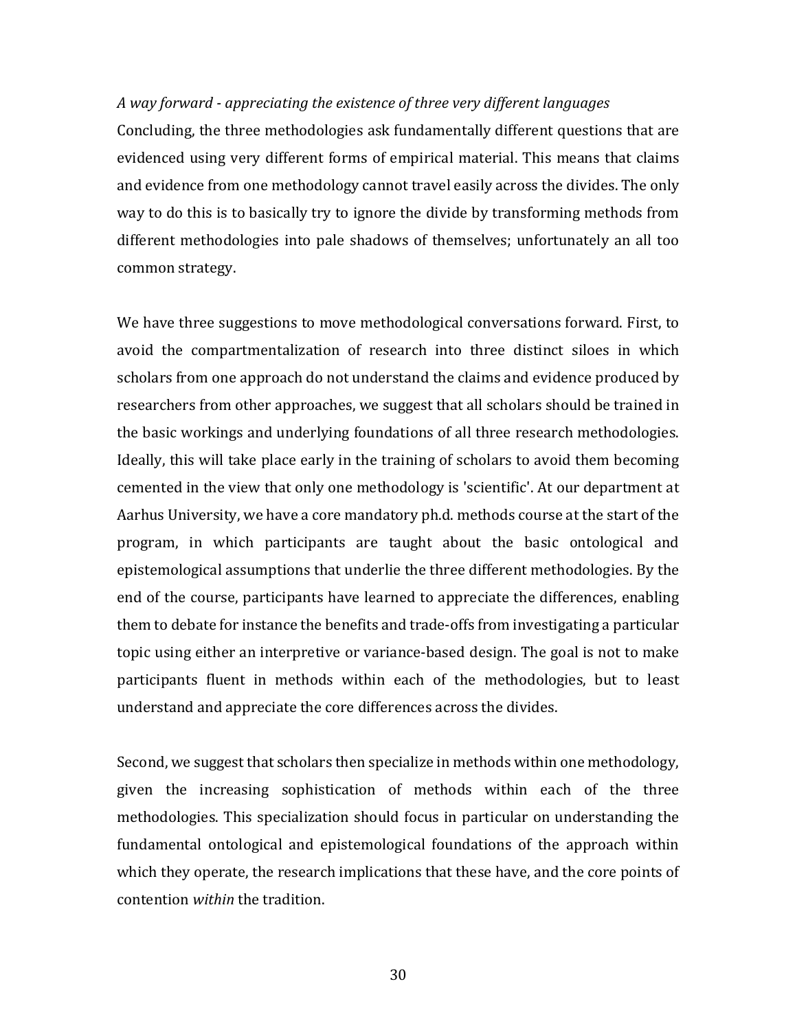*A way forward - appreciating the existence of three very different languages*

Concluding, the three methodologies ask fundamentally different questions that are evidenced using very different forms of empirical material. This means that claims and evidence from one methodology cannot travel easily across the divides. The only way to do this is to basically try to ignore the divide by transforming methods from different methodologies into pale shadows of themselves; unfortunately an all too common strategy.

We have three suggestions to move methodological conversations forward. First, to avoid the compartmentalization of research into three distinct siloes in which scholars from one approach do not understand the claims and evidence produced by researchers from other approaches, we suggest that all scholars should be trained in the basic workings and underlying foundations of all three research methodologies. Ideally, this will take place early in the training of scholars to avoid them becoming cemented in the view that only one methodology is 'scientific'. At our department at Aarhus University, we have a core mandatory ph.d. methods course at the start of the program, in which participants are taught about the basic ontological and epistemological assumptions that underlie the three different methodologies. By the end of the course, participants have learned to appreciate the differences, enabling them to debate for instance the benefits and trade-offs from investigating a particular topic using either an interpretive or variance-based design. The goal is not to make participants fluent in methods within each of the methodologies, but to least understand and appreciate the core differences across the divides.

Second, we suggest that scholars then specialize in methods within one methodology, given the increasing sophistication of methods within each of the three methodologies. This specialization should focus in particular on understanding the fundamental ontological and epistemological foundations of the approach within which they operate, the research implications that these have, and the core points of contention *within* the tradition.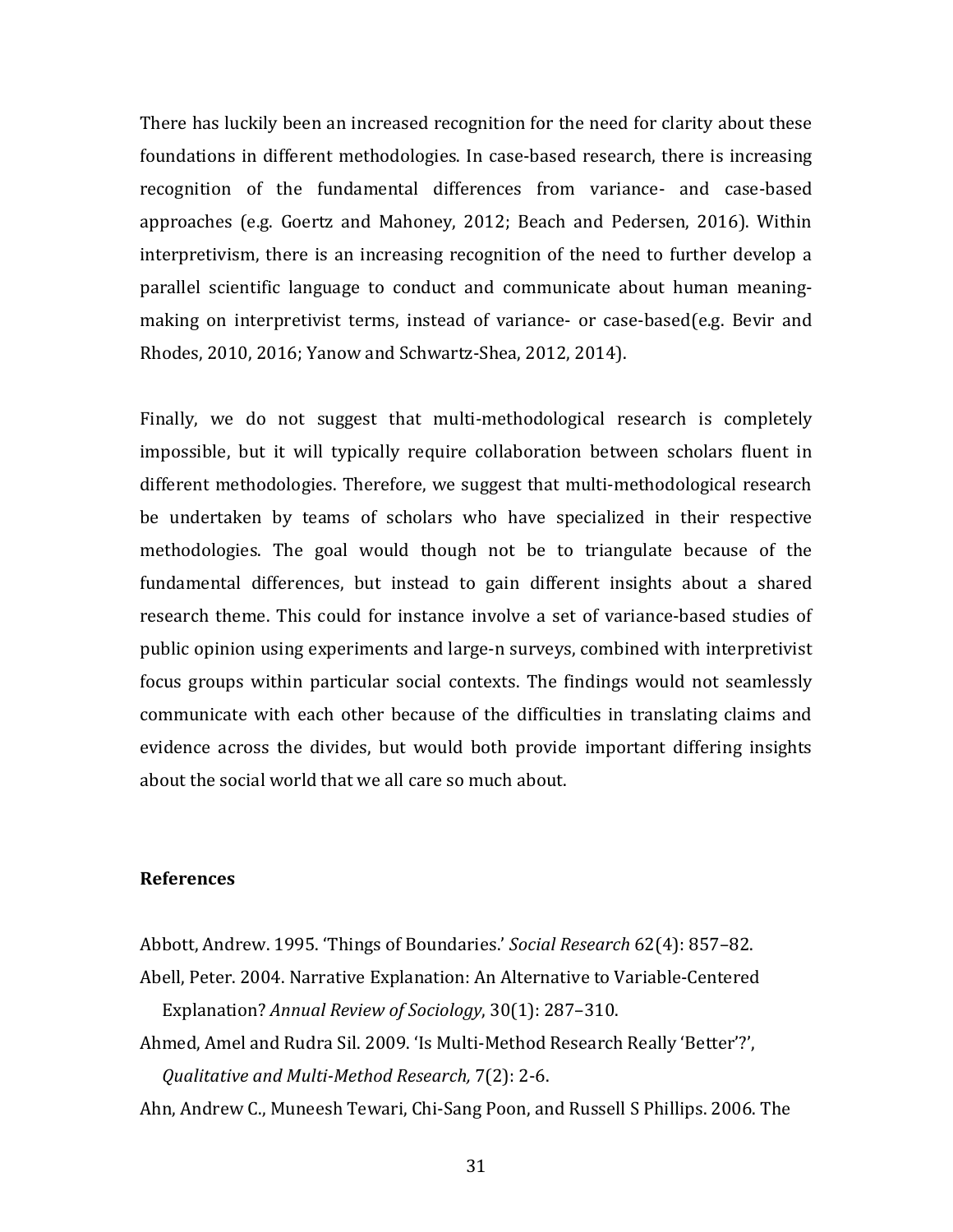There has luckily been an increased recognition for the need for clarity about these foundations in different methodologies. In case-based research, there is increasing recognition of the fundamental differences from variance- and case-based approaches (e.g. Goertz and Mahoney, 2012; Beach and Pedersen, 2016). Within interpretivism, there is an increasing recognition of the need to further develop a parallel scientific language to conduct and communicate about human meaning-making on interpretivist terms, instead of variance- or case-based(e.g. Bevir and Rhodes, 2010, 2016; Yanow and Schwartz-Shea, 2012, 2014).

Finally, we do not suggest that multi-methodological research is completely impossible, but it will typically require collaboration between scholars fluent in different methodologies. Therefore, we suggest that multi-methodological research be undertaken by teams of scholars who have specialized in their respective methodologies. The goal would though not be to triangulate because of the fundamental differences, but instead to gain different insights about a shared research theme. This could for instance involve a set of variance-based studies of public opinion using experiments and large-n surveys, combined with interpretivist focus groups within particular social contexts. The findings would not seamlessly communicate with each other because of the difficulties in translating claims and evidence across the divides, but would both provide important differing insights about the social world that we all care so much about.

**References**

Abbott, Andrew. 1995. 'Things of Boundaries.' *Social Research* 62(4): 857–82.

Abell, Peter. 2004. Narrative Explanation: An Alternative to Variable-Centered Explanation? *Annual Review of Sociology*, 30(1): 287–310.

Ahmed, Amel and Rudra Sil. 2009. 'Is Multi-Method Research Really 'Better'?', *Qualitative and Multi-Method Research,* 7(2): 2-6.

Ahn, Andrew C., Muneesh Tewari, Chi-Sang Poon, and Russell S Phillips. 2006. The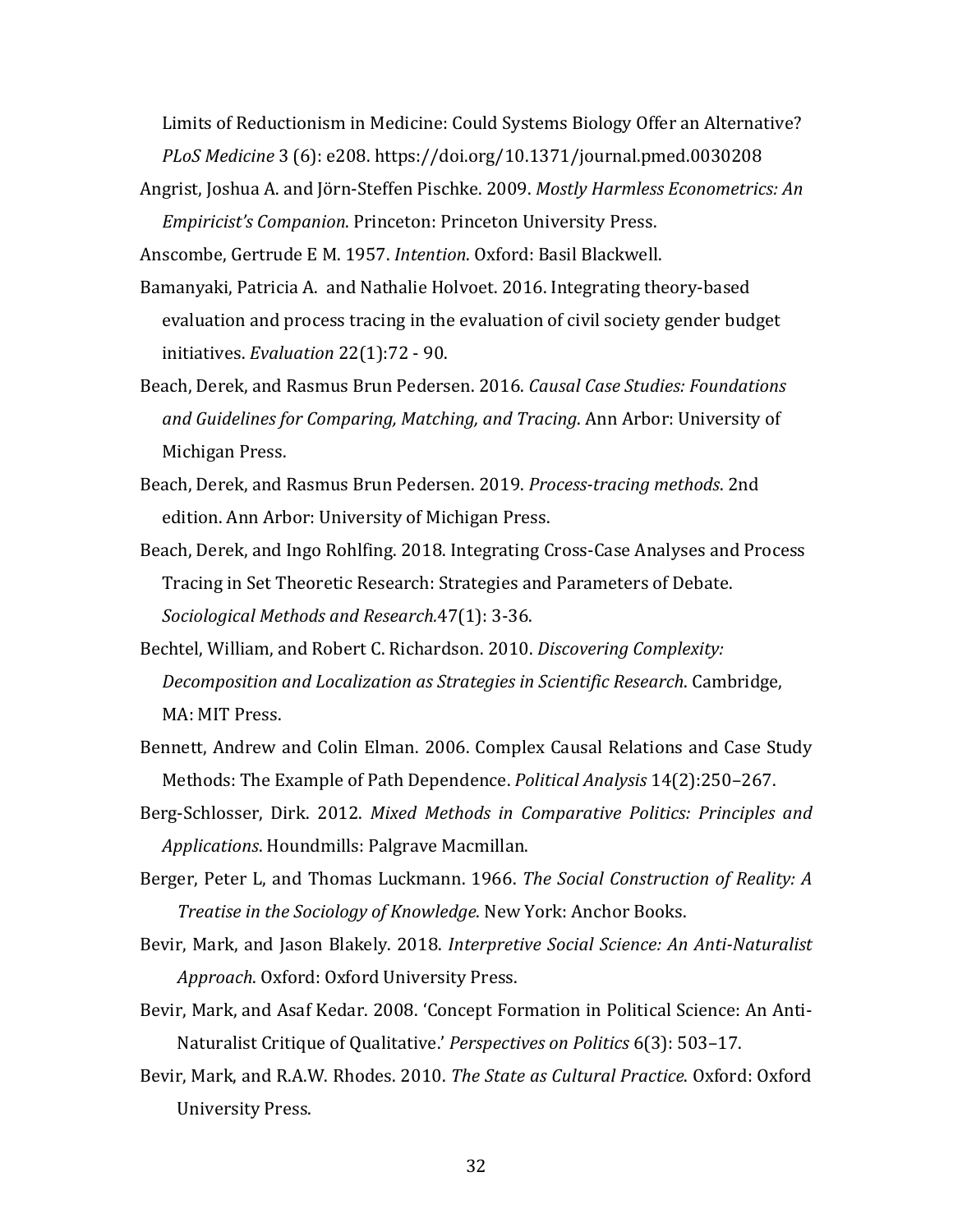Limits of Reductionism in Medicine: Could Systems Biology Offer an Alternative? *PLoS Medicine* 3 (6): e208. https://doi.org/10.1371/journal.pmed.0030208

Angrist, Joshua A. and Jörn-Steffen Pischke. 2009. *Mostly Harmless Econometrics: An Empiricist's Companion*. Princeton: Princeton University Press.

Anscombe, Gertrude E M. 1957. *Intention*. Oxford: Basil Blackwell.

Bamanyaki, Patricia A. and Nathalie Holvoet. 2016. Integrating theory-based evaluation and process tracing in the evaluation of civil society gender budget initiatives. *Evaluation* 22(1):72 - 90.

Beach, Derek, and Rasmus Brun Pedersen. 2016. *Causal Case Studies: Foundations and Guidelines for Comparing, Matching, and Tracing*. Ann Arbor: University of Michigan Press.

Beach, Derek, and Rasmus Brun Pedersen. 2019. *Process-tracing methods*. 2nd edition. Ann Arbor: University of Michigan Press.

Beach, Derek, and Ingo Rohlfing. 2018. Integrating Cross-Case Analyses and Process Tracing in Set Theoretic Research: Strategies and Parameters of Debate. *Sociological Methods and Research.*47(1): 3-36.

Bechtel, William, and Robert C. Richardson. 2010. *Discovering Complexity: Decomposition and Localization as Strategies in Scientific Research*. Cambridge, MA: MIT Press.

Bennett, Andrew and Colin Elman. 2006. Complex Causal Relations and Case Study Methods: The Example of Path Dependence. *Political Analysis* 14(2):250–267.

Berg-Schlosser, Dirk. 2012. *Mixed Methods in Comparative Politics: Principles and Applications*. Houndmills: Palgrave Macmillan.

Berger, Peter L, and Thomas Luckmann. 1966. *The Social Construction of Reality: A Treatise in the Sociology of Knowledge*. New York: Anchor Books.

Bevir, Mark, and Jason Blakely. 2018. *Interpretive Social Science: An Anti-Naturalist Approach*. Oxford: Oxford University Press.

Bevir, Mark, and Asaf Kedar. 2008. 'Concept Formation in Political Science: An Anti-Naturalist Critique of Qualitative.' *Perspectives on Politics* 6(3): 503–17.

Bevir, Mark, and R.A.W. Rhodes. 2010. *The State as Cultural Practice*. Oxford: Oxford University Press.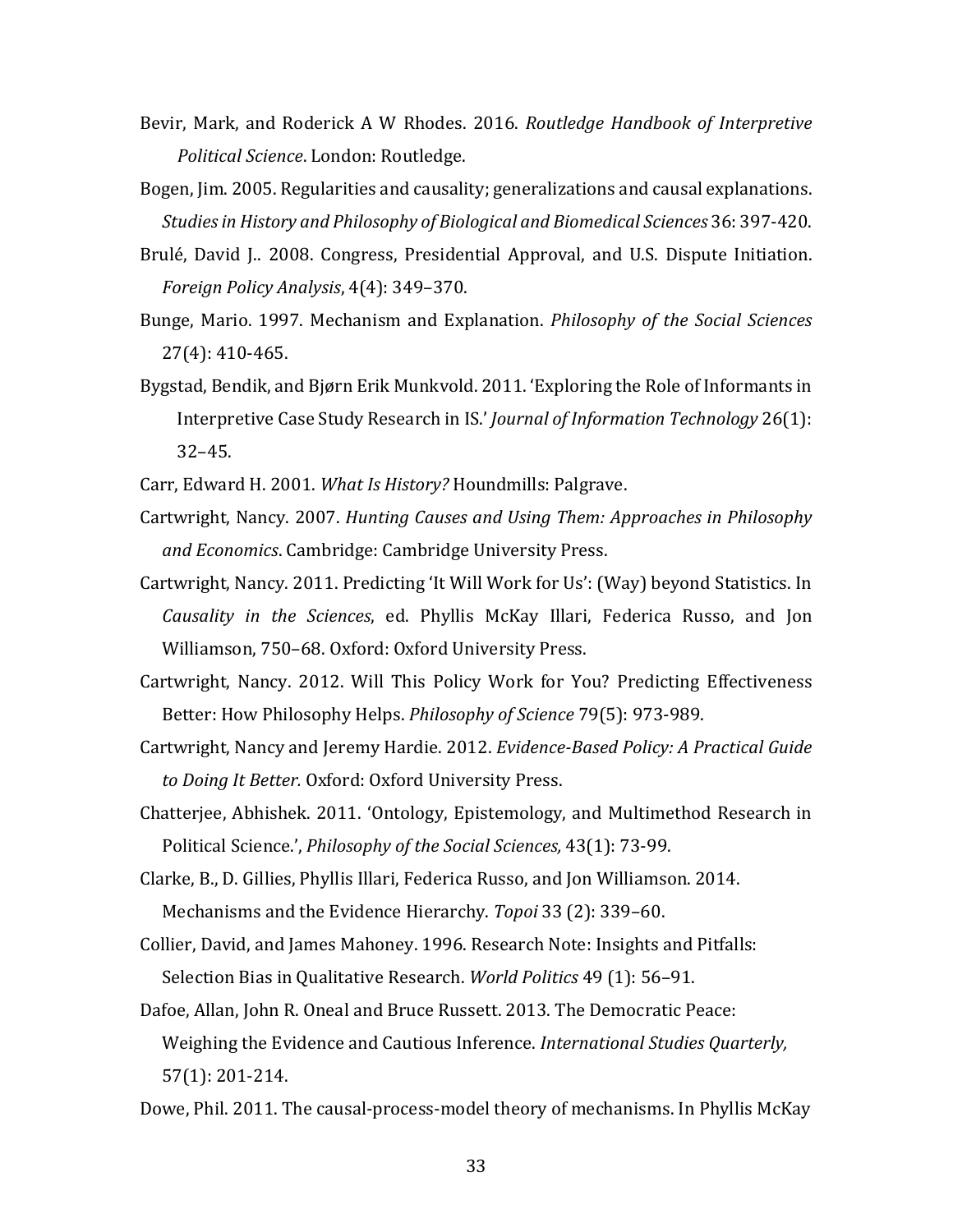Bevir, Mark, and Roderick A W Rhodes. 2016. *Routledge Handbook of Interpretive Political Science*. London: Routledge.

Bogen, Jim. 2005. Regularities and causality; generalizations and causal explanations. *Studies in History and Philosophy of Biological and Biomedical Sciences* 36: 397-420.

Brulé, David J.. 2008. Congress, Presidential Approval, and U.S. Dispute Initiation. *Foreign Policy Analysis*, 4(4): 349–370.

Bunge, Mario. 1997. Mechanism and Explanation. *Philosophy of the Social Sciences* 27(4): 410-465.

Bygstad, Bendik, and Bjørn Erik Munkvold. 2011. 'Exploring the Role of Informants in Interpretive Case Study Research in IS.' *Journal of Information Technology* 26(1): 32–45.

Carr, Edward H. 2001. *What Is History?* Houndmills: Palgrave.

Cartwright, Nancy. 2007. *Hunting Causes and Using Them: Approaches in Philosophy and Economics*. Cambridge: Cambridge University Press.

Cartwright, Nancy. 2011. Predicting 'It Will Work for Us': (Way) beyond Statistics. In *Causality in the Sciences*, ed. Phyllis McKay Illari, Federica Russo, and Jon Williamson, 750–68. Oxford: Oxford University Press.

Cartwright, Nancy. 2012. Will This Policy Work for You? Predicting Effectiveness Better: How Philosophy Helps. *Philosophy of Science* 79(5): 973-989.

Cartwright, Nancy and Jeremy Hardie. 2012. *Evidence-Based Policy: A Practical Guide to Doing It Better.* Oxford: Oxford University Press.

Chatterjee, Abhishek. 2011. 'Ontology, Epistemology, and Multimethod Research in Political Science.', *Philosophy of the Social Sciences,* 43(1): 73-99.

Clarke, B., D. Gillies, Phyllis Illari, Federica Russo, and Jon Williamson. 2014. Mechanisms and the Evidence Hierarchy. *Topoi* 33 (2): 339–60.

Collier, David, and James Mahoney. 1996. Research Note: Insights and Pitfalls: Selection Bias in Qualitative Research. *World Politics* 49 (1): 56–91.

Dafoe, Allan, John R. Oneal and Bruce Russett. 2013. The Democratic Peace: Weighing the Evidence and Cautious Inference. *International Studies Quarterly,* 57(1): 201-214.

Dowe, Phil. 2011. The causal-process-model theory of mechanisms. In Phyllis McKay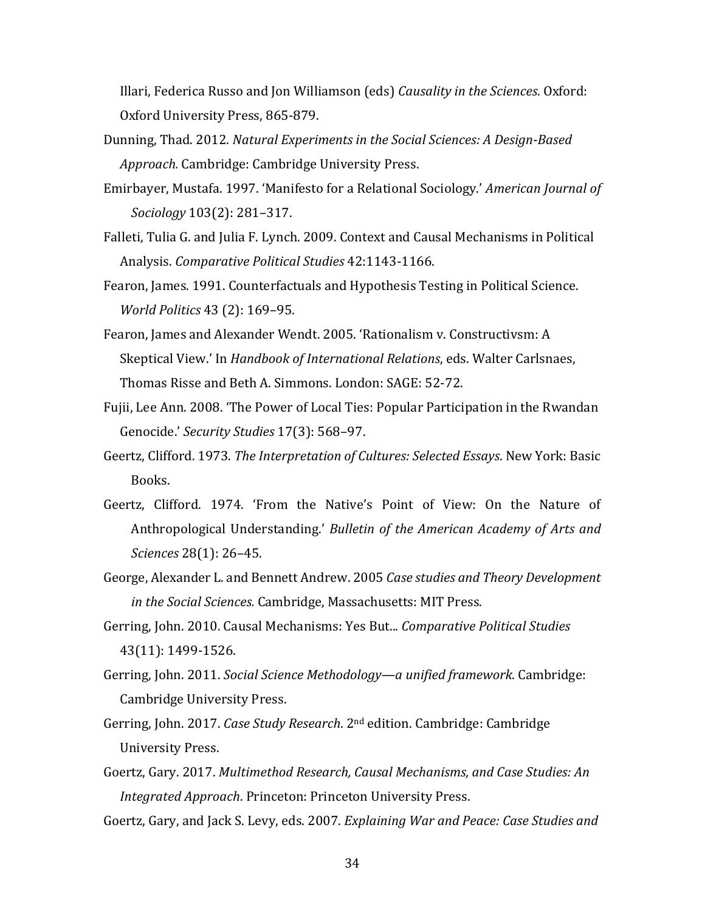Illari, Federica Russo and Jon Williamson (eds) *Causality in the Sciences*. Oxford: Oxford University Press, 865-879.

Dunning, Thad. 2012. *Natural Experiments in the Social Sciences: A Design-Based Approach.* Cambridge: Cambridge University Press.

Emirbayer, Mustafa. 1997. 'Manifesto for a Relational Sociology.' *American Journal of Sociology* 103(2): 281–317.

Falleti, Tulia G. and Julia F. Lynch. 2009. Context and Causal Mechanisms in Political Analysis. *Comparative Political Studies* 42:1143-1166.

Fearon, James. 1991. Counterfactuals and Hypothesis Testing in Political Science. *World Politics* 43 (2): 169–95.

Fearon, James and Alexander Wendt. 2005. 'Rationalism v. Constructivsm: A Skeptical View.' In *Handbook of International Relations*, eds. Walter Carlsnaes, Thomas Risse and Beth A. Simmons. London: SAGE: 52-72.

Fujii, Lee Ann. 2008. 'The Power of Local Ties: Popular Participation in the Rwandan Genocide.' *Security Studies* 17(3): 568–97.

Geertz, Clifford. 1973. *The Interpretation of Cultures: Selected Essays*. New York: Basic Books.

Geertz, Clifford. 1974. 'From the Native's Point of View: On the Nature of Anthropological Understanding.' *Bulletin of the American Academy of Arts and Sciences* 28(1): 26–45.

George, Alexander L. and Bennett Andrew. 2005 *Case studies and Theory Development in the Social Sciences.* Cambridge, Massachusetts: MIT Press.

Gerring, John. 2010. Causal Mechanisms: Yes But... *Comparative Political Studies* 43(11): 1499-1526.

Gerring, John. 2011. *Social Science Methodology—a unified framework*. Cambridge: Cambridge University Press.

Gerring, John. 2017. *Case Study Research*. 2nd edition. Cambridge: Cambridge University Press.

Goertz, Gary. 2017. *Multimethod Research, Causal Mechanisms, and Case Studies: An Integrated Approach*. Princeton: Princeton University Press.

Goertz, Gary, and Jack S. Levy, eds. 2007. *Explaining War and Peace: Case Studies and*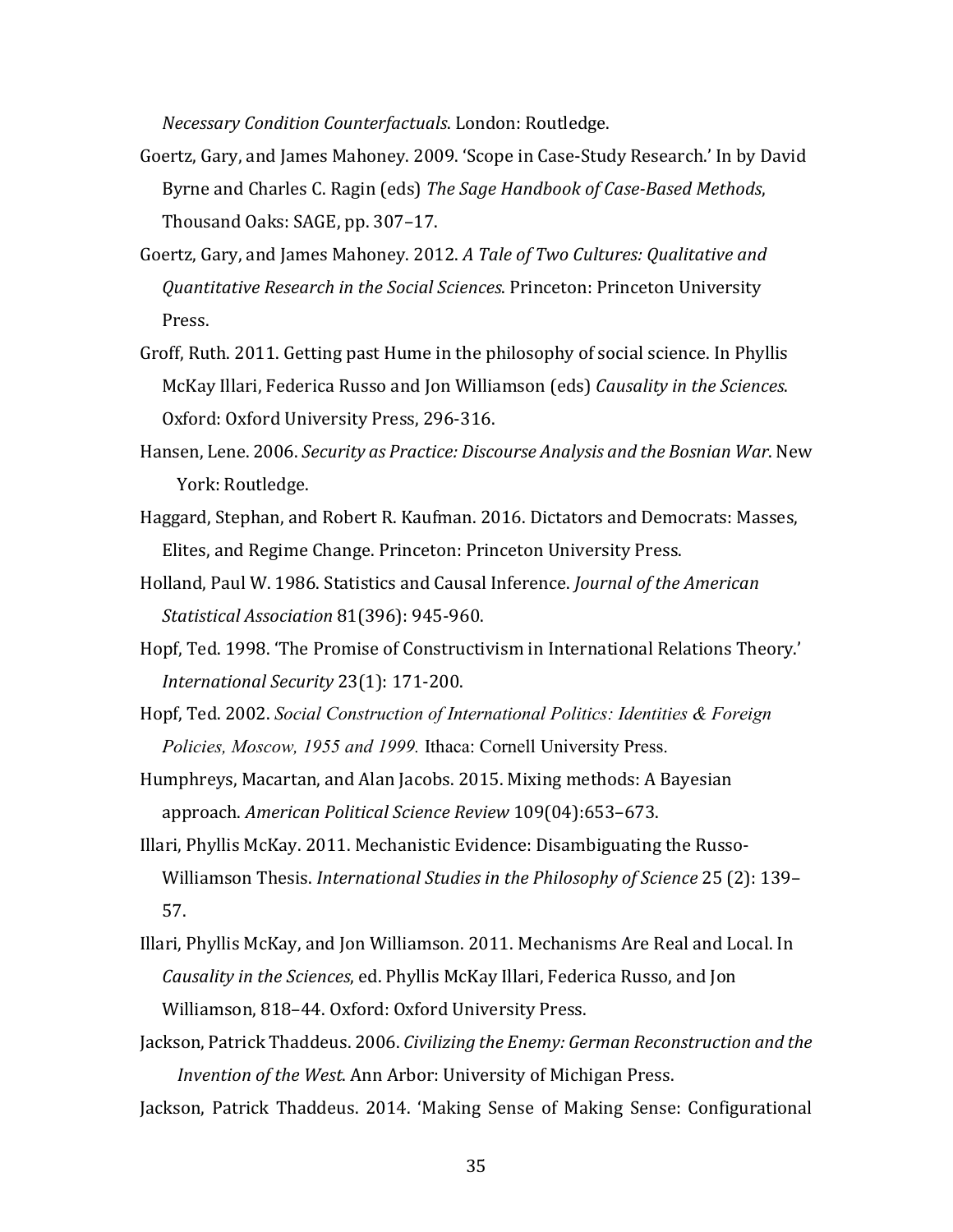*Necessary Condition Counterfactuals*. London: Routledge.

Goertz, Gary, and James Mahoney. 2009. 'Scope in Case-Study Research.' In by David Byrne and Charles C. Ragin (eds) *The Sage Handbook of Case-Based Methods*, Thousand Oaks: SAGE, pp. 307–17.

Goertz, Gary, and James Mahoney. 2012. *A Tale of Two Cultures: Qualitative and Quantitative Research in the Social Sciences*. Princeton: Princeton University Press.

Groff, Ruth. 2011. Getting past Hume in the philosophy of social science. In Phyllis McKay Illari, Federica Russo and Jon Williamson (eds) *Causality in the Sciences*. Oxford: Oxford University Press, 296-316.

Hansen, Lene. 2006. *Security as Practice: Discourse Analysis and the Bosnian War*. New York: Routledge.

Haggard, Stephan, and Robert R. Kaufman. 2016. Dictators and Democrats: Masses, Elites, and Regime Change. Princeton: Princeton University Press.

Holland, Paul W. 1986. Statistics and Causal Inference. *Journal of the American Statistical Association* 81(396): 945-960.

Hopf, Ted. 1998. 'The Promise of Constructivism in International Relations Theory.' *International Security* 23(1): 171-200.

Hopf, Ted. 2002. *Social Construction of International Politics: Identities & Foreign Policies, Moscow, 1955 and 1999.* Ithaca: Cornell University Press.

Humphreys, Macartan, and Alan Jacobs. 2015. Mixing methods: A Bayesian approach. *American Political Science Review* 109(04):653–673.

Illari, Phyllis McKay. 2011. Mechanistic Evidence: Disambiguating the Russo-Williamson Thesis. *International Studies in the Philosophy of Science* 25 (2): 139–57.

Illari, Phyllis McKay, and Jon Williamson. 2011. Mechanisms Are Real and Local. In *Causality in the Sciences*, ed. Phyllis McKay Illari, Federica Russo, and Jon Williamson, 818–44. Oxford: Oxford University Press.

Jackson, Patrick Thaddeus. 2006. *Civilizing the Enemy: German Reconstruction and the Invention of the West*. Ann Arbor: University of Michigan Press.

Jackson, Patrick Thaddeus. 2014. 'Making Sense of Making Sense: Configurational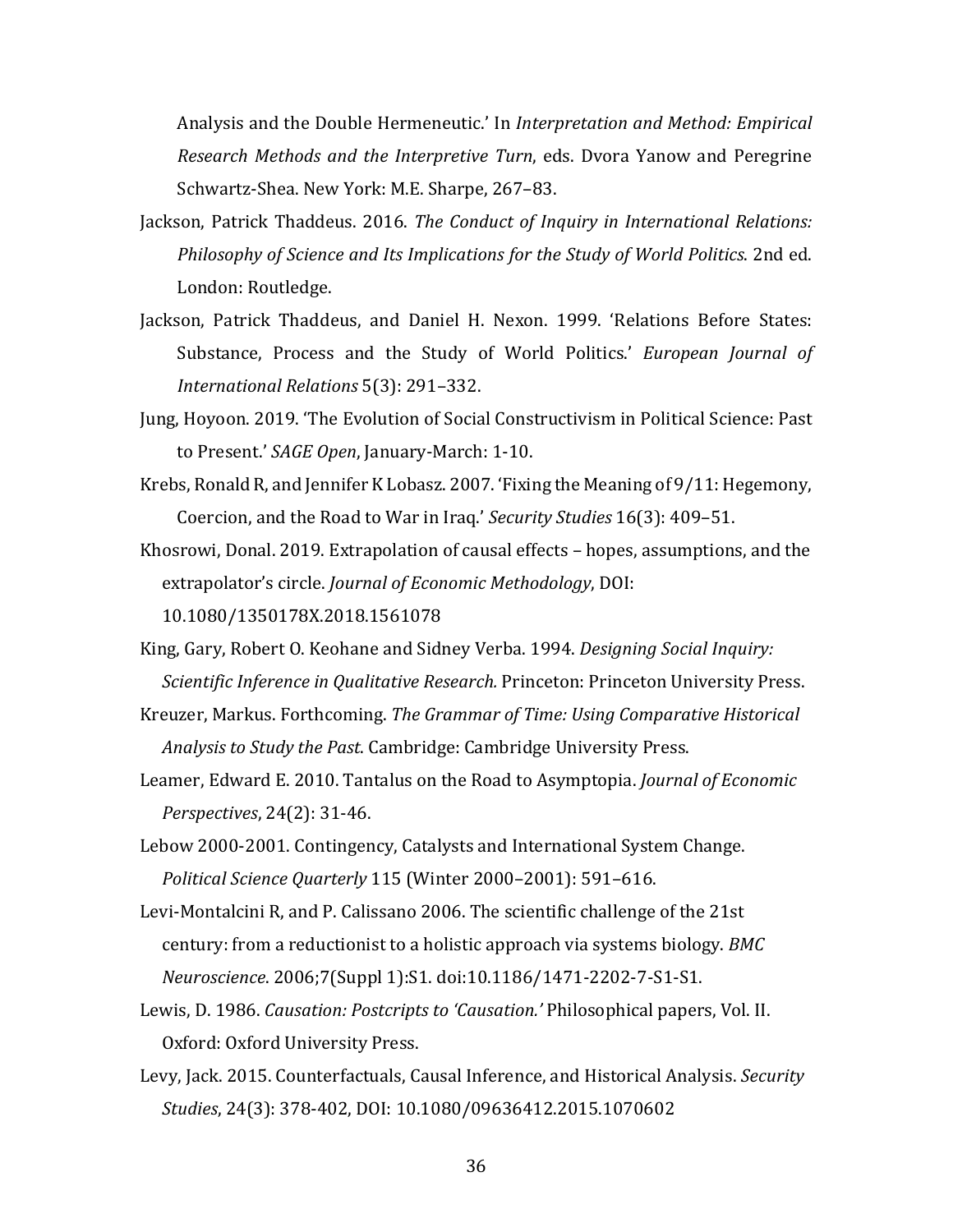Analysis and the Double Hermeneutic.' In *Interpretation and Method: Empirical Research Methods and the Interpretive Turn*, eds. Dvora Yanow and Peregrine Schwartz-Shea. New York: M.E. Sharpe, 267–83.

Jackson, Patrick Thaddeus. 2016. *The Conduct of Inquiry in International Relations: Philosophy of Science and Its Implications for the Study of World Politics*. 2nd ed. London: Routledge.

Jackson, Patrick Thaddeus, and Daniel H. Nexon. 1999. 'Relations Before States: Substance, Process and the Study of World Politics.' *European Journal of International Relations* 5(3): 291–332.

Jung, Hoyoon. 2019. 'The Evolution of Social Constructivism in Political Science: Past to Present.' *SAGE Open*, January-March: 1-10.

Krebs, Ronald R, and Jennifer K Lobasz. 2007. 'Fixing the Meaning of 9/11: Hegemony, Coercion, and the Road to War in Iraq.' *Security Studies* 16(3): 409–51.

Khosrowi, Donal. 2019. Extrapolation of causal effects – hopes, assumptions, and the extrapolator's circle. *Journal of Economic Methodology*, DOI: 10.1080/1350178X.2018.1561078

King, Gary, Robert O. Keohane and Sidney Verba. 1994. *Designing Social Inquiry: Scientific Inference in Qualitative Research.* Princeton: Princeton University Press.

Kreuzer, Markus. Forthcoming. *The Grammar of Time: Using Comparative Historical Analysis to Study the Past*. Cambridge: Cambridge University Press.

Leamer, Edward E. 2010. Tantalus on the Road to Asymptopia. *Journal of Economic Perspectives*, 24(2): 31-46.

Lebow 2000-2001. Contingency, Catalysts and International System Change. *Political Science Quarterly* 115 (Winter 2000–2001): 591–616.

Levi-Montalcini R, and P. Calissano 2006. The scientific challenge of the 21st century: from a reductionist to a holistic approach via systems biology. *BMC Neuroscience*. 2006;7(Suppl 1):S1. doi:10.1186/1471-2202-7-S1-S1.

Lewis, D. 1986. *Causation: Postcripts to 'Causation.'* Philosophical papers, Vol. II. Oxford: Oxford University Press.

Levy, Jack. 2015. Counterfactuals, Causal Inference, and Historical Analysis. *Security Studies*, 24(3): 378-402, DOI: 10.1080/09636412.2015.1070602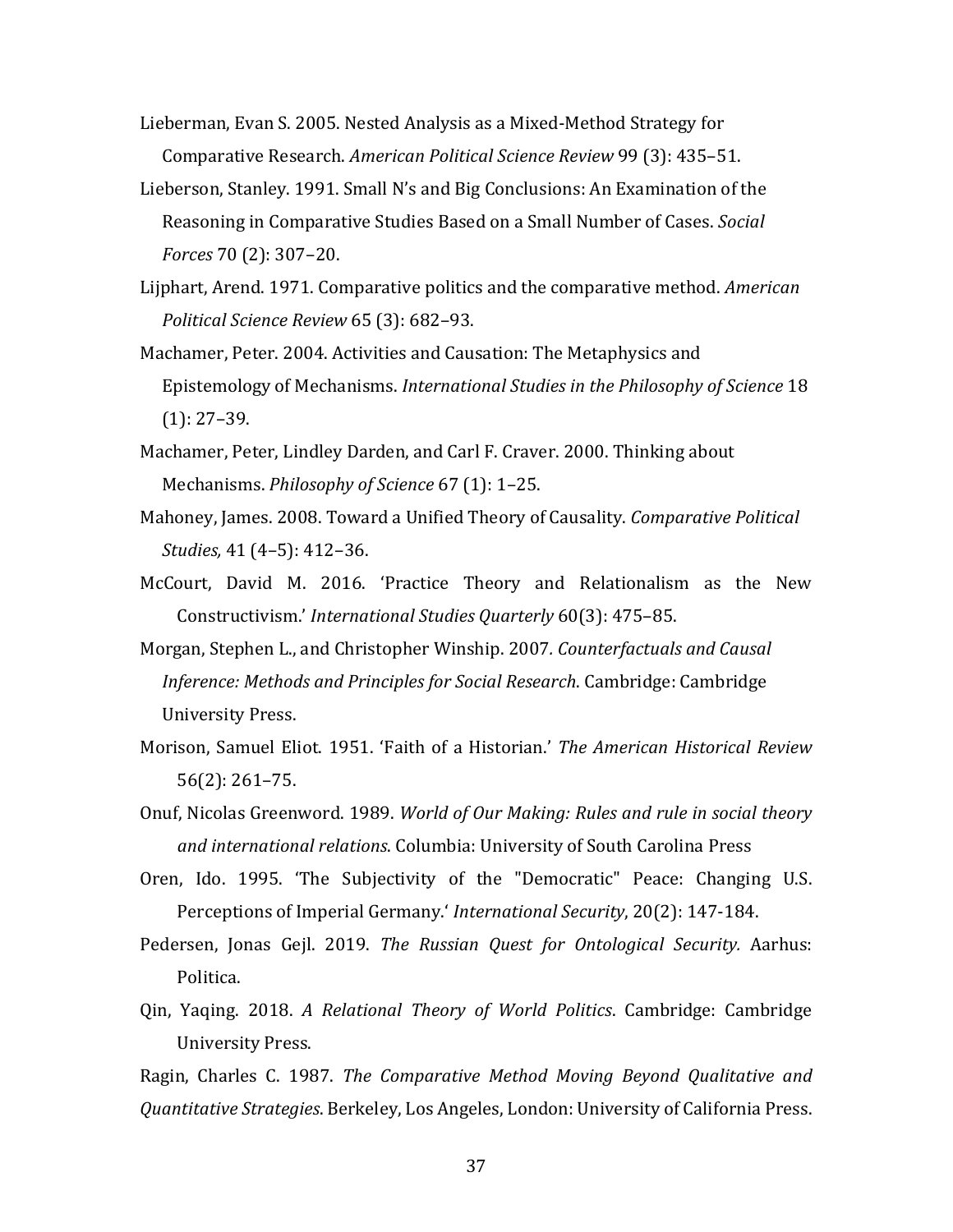Lieberman, Evan S. 2005. Nested Analysis as a Mixed-Method Strategy for Comparative Research. *American Political Science Review* 99 (3): 435–51.

Lieberson, Stanley. 1991. Small N's and Big Conclusions: An Examination of the Reasoning in Comparative Studies Based on a Small Number of Cases. *Social Forces* 70 (2): 307–20.

Lijphart, Arend. 1971. Comparative politics and the comparative method. *American Political Science Review* 65 (3): 682–93.

Machamer, Peter. 2004. Activities and Causation: The Metaphysics and Epistemology of Mechanisms. *International Studies in the Philosophy of Science* 18 (1): 27–39.

Machamer, Peter, Lindley Darden, and Carl F. Craver. 2000. Thinking about Mechanisms. *Philosophy of Science* 67 (1): 1–25.

Mahoney, James. 2008. Toward a Unified Theory of Causality. *Comparative Political Studies,* 41 (4–5): 412–36.

McCourt, David M. 2016. 'Practice Theory and Relationalism as the New Constructivism.' *International Studies Quarterly* 60(3): 475–85.

Morgan, Stephen L., and Christopher Winship. 2007*. Counterfactuals and Causal Inference: Methods and Principles for Social Research*. Cambridge: Cambridge University Press.

Morison, Samuel Eliot. 1951. 'Faith of a Historian.' *The American Historical Review* 56(2): 261–75.

Onuf, Nicolas Greenword. 1989. *World of Our Making: Rules and rule in social theory and international relations*. Columbia: University of South Carolina Press

Oren, Ido. 1995. 'The Subjectivity of the "Democratic" Peace: Changing U.S. Perceptions of Imperial Germany.' *International Security*, 20(2): 147-184.

Pedersen, Jonas Gejl. 2019. *The Russian Quest for Ontological Security.* Aarhus: Politica.

Qin, Yaqing. 2018. *A Relational Theory of World Politics*. Cambridge: Cambridge University Press.

Ragin, Charles C. 1987. *The Comparative Method Moving Beyond Qualitative and Quantitative Strategies*. Berkeley, Los Angeles, London: University of California Press.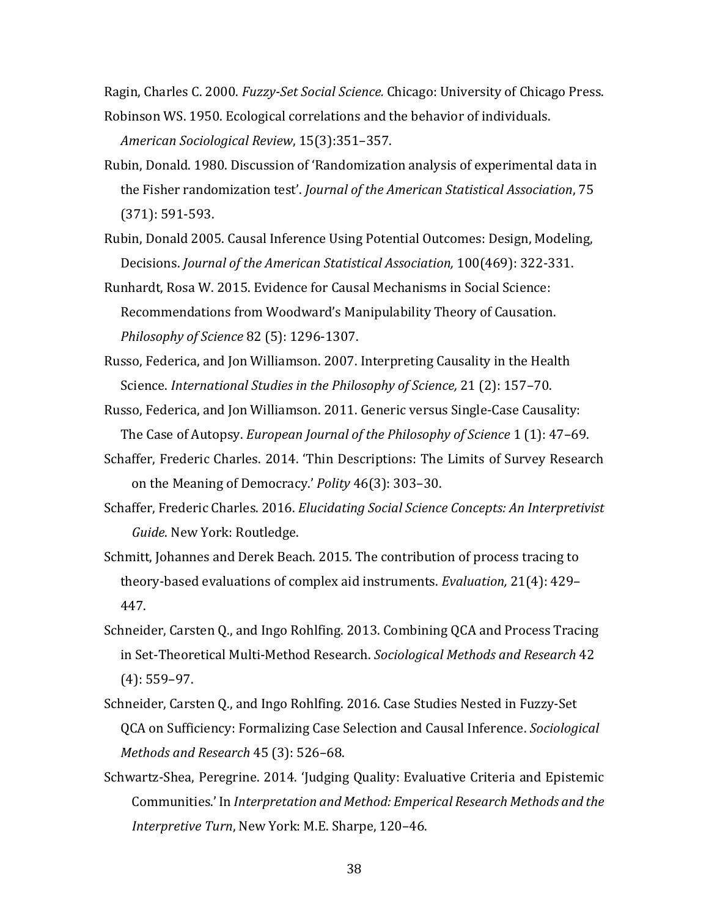Ragin, Charles C. 2000. *Fuzzy-Set Social Science.* Chicago: University of Chicago Press.

Robinson WS. 1950. Ecological correlations and the behavior of individuals. *American Sociological Review*, 15(3):351–357.

Rubin, Donald. 1980. Discussion of 'Randomization analysis of experimental data in the Fisher randomization test'. *Journal of the American Statistical Association*, 75 (371): 591-593.

Rubin, Donald 2005. Causal Inference Using Potential Outcomes: Design, Modeling, Decisions. *Journal of the American Statistical Association,* 100(469): 322-331.

Runhardt, Rosa W. 2015. Evidence for Causal Mechanisms in Social Science: Recommendations from Woodward's Manipulability Theory of Causation. *Philosophy of Science* 82 (5): 1296-1307.

Russo, Federica, and Jon Williamson. 2007. Interpreting Causality in the Health Science. *International Studies in the Philosophy of Science,* 21 (2): 157–70.

Russo, Federica, and Jon Williamson. 2011. Generic versus Single-Case Causality: The Case of Autopsy. *European Journal of the Philosophy of Science* 1 (1): 47–69.

Schaffer, Frederic Charles. 2014. 'Thin Descriptions: The Limits of Survey Research on the Meaning of Democracy.' *Polity* 46(3): 303–30.

Schaffer, Frederic Charles. 2016. *Elucidating Social Science Concepts: An Interpretivist Guide*. New York: Routledge.

Schmitt, Johannes and Derek Beach. 2015. The contribution of process tracing to theory-based evaluations of complex aid instruments. *Evaluation,* 21(4): 429–447.

Schneider, Carsten Q., and Ingo Rohlfing. 2013. Combining QCA and Process Tracing in Set-Theoretical Multi-Method Research. *Sociological Methods and Research* 42 (4): 559–97.

Schneider, Carsten Q., and Ingo Rohlfing. 2016. Case Studies Nested in Fuzzy-Set QCA on Sufficiency: Formalizing Case Selection and Causal Inference. *Sociological Methods and Research* 45 (3): 526–68.

Schwartz-Shea, Peregrine. 2014. 'Judging Quality: Evaluative Criteria and Epistemic Communities.' In *Interpretation and Method: Emperical Research Methods and the Interpretive Turn*, New York: M.E. Sharpe, 120–46.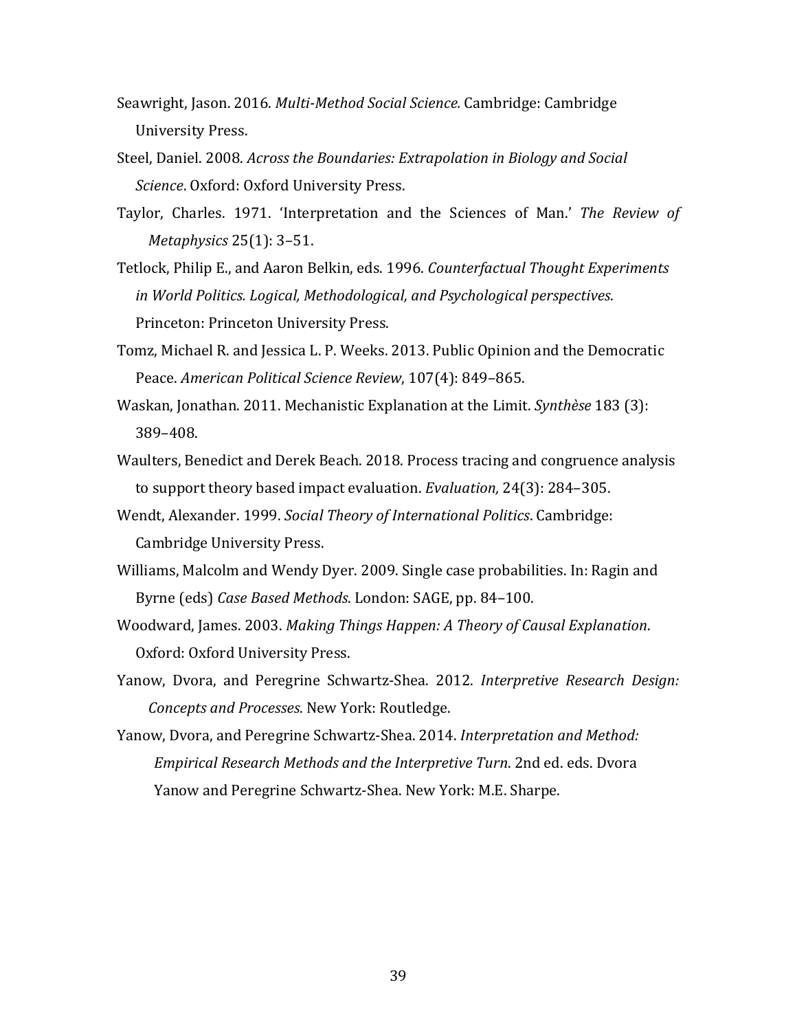Seawright, Jason. 2016. *Multi-Method Social Science.* Cambridge: Cambridge University Press.

Steel, Daniel. 2008. *Across the Boundaries: Extrapolation in Biology and Social Science*. Oxford: Oxford University Press.

Taylor, Charles. 1971. 'Interpretation and the Sciences of Man.' *The Review of Metaphysics* 25(1): 3–51.

Tetlock, Philip E., and Aaron Belkin, eds. 1996. *Counterfactual Thought Experiments in World Politics. Logical, Methodological, and Psychological perspectives*. Princeton: Princeton University Press.

Tomz, Michael R. and Jessica L. P. Weeks. 2013. Public Opinion and the Democratic Peace. *American Political Science Review*, 107(4): 849–865.

Waskan, Jonathan. 2011. Mechanistic Explanation at the Limit. *Synthèse* 183 (3): 389–408.

Waulters, Benedict and Derek Beach. 2018. Process tracing and congruence analysis to support theory based impact evaluation. *Evaluation,* 24(3): 284–305.

Wendt, Alexander. 1999. *Social Theory of International Politics*. Cambridge: Cambridge University Press.

Williams, Malcolm and Wendy Dyer. 2009. Single case probabilities. In: Ragin and Byrne (eds) *Case Based Methods*. London: SAGE, pp. 84–100.

Woodward, James. 2003. *Making Things Happen: A Theory of Causal Explanation*. Oxford: Oxford University Press.

Yanow, Dvora, and Peregrine Schwartz-Shea. 2012. *Interpretive Research Design: Concepts and Processes*. New York: Routledge.

Yanow, Dvora, and Peregrine Schwartz-Shea. 2014. *Interpretation and Method: Empirical Research Methods and the Interpretive Turn*. 2nd ed. eds. Dvora Yanow and Peregrine Schwartz-Shea. New York: M.E. Sharpe.